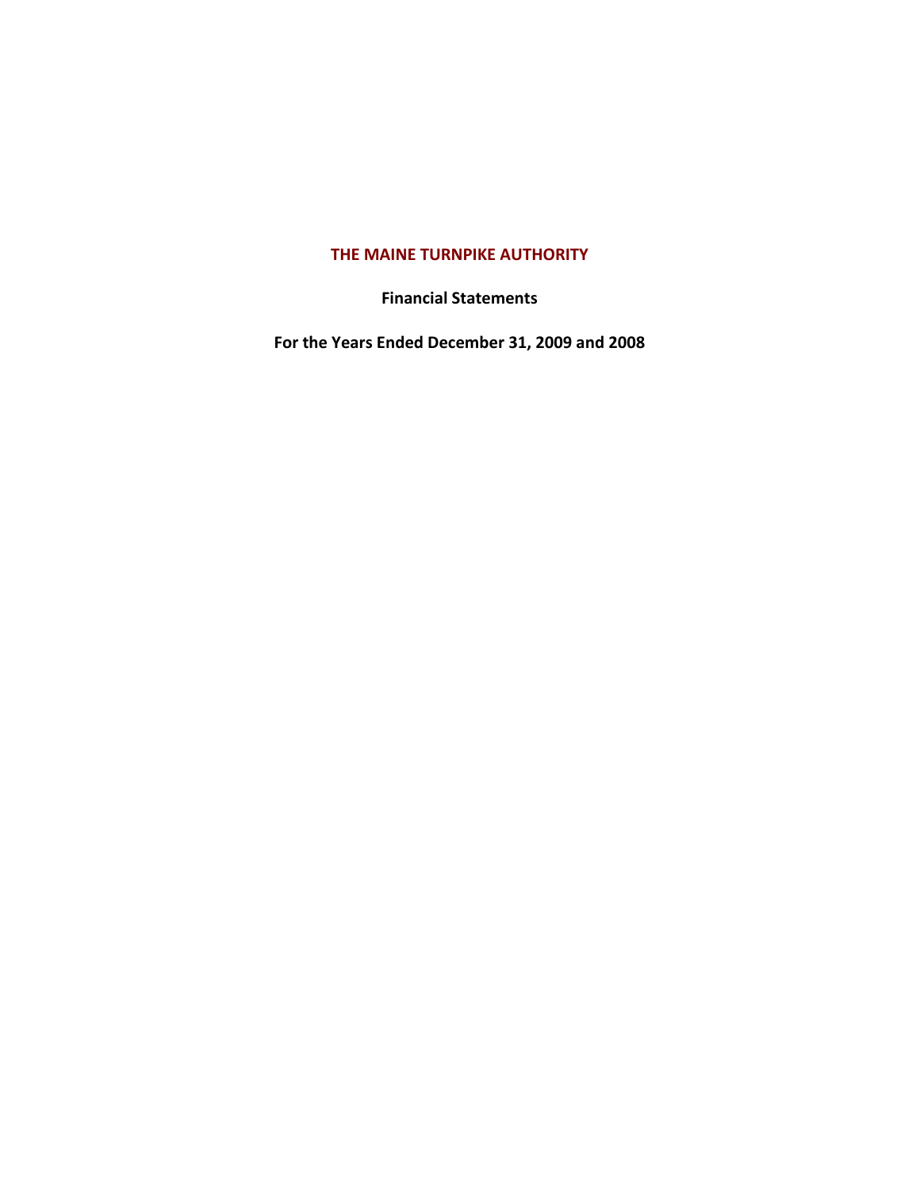# THE MAINE TURNPIKE AUTHORITY

**Financial Statements**

**For the Years Ended December 31, 2009 and 2008**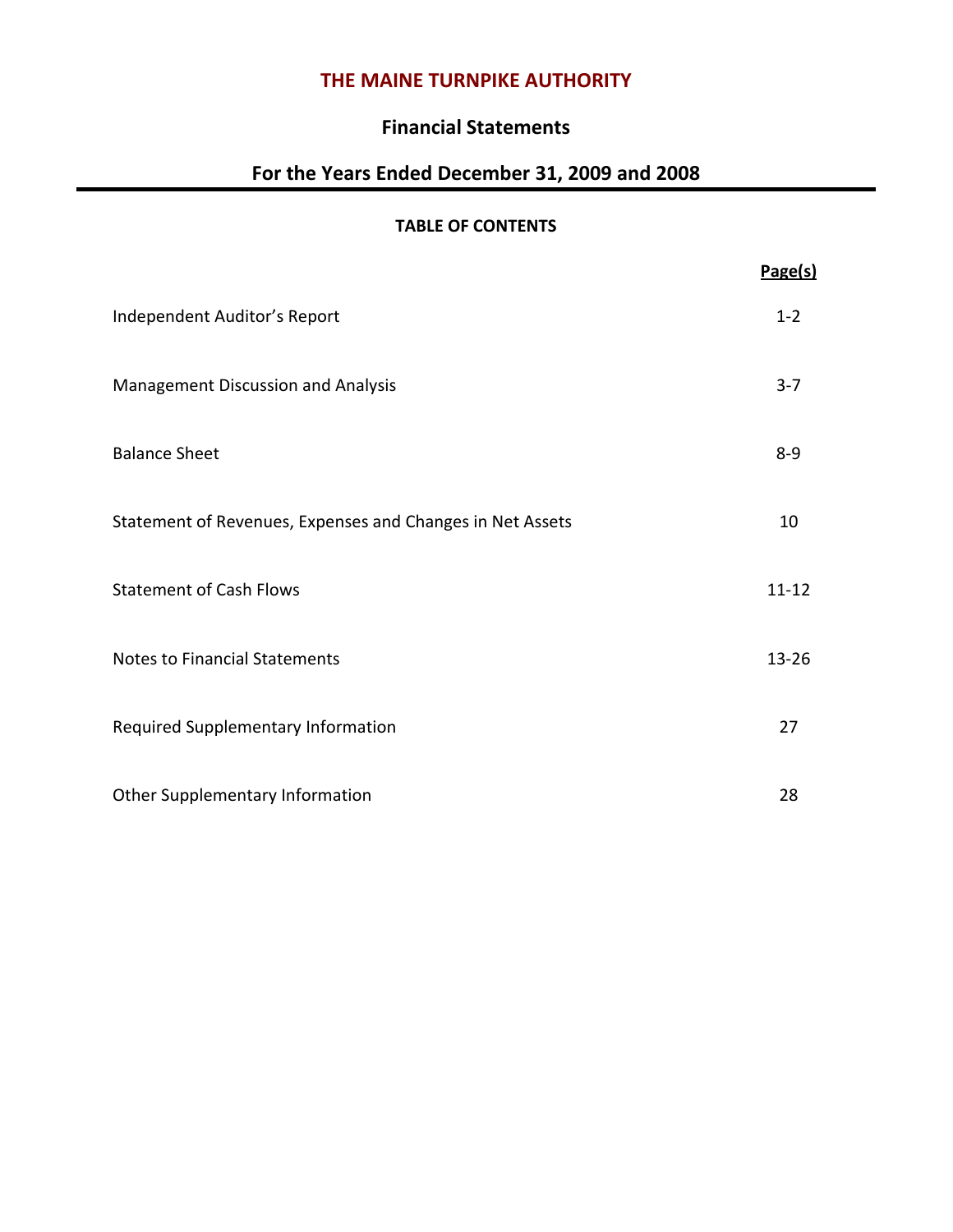# THE MAINE TURNPIKE AUTHORITY

## Financial Statements

## For the Years Ended December 31, 2009 and 2008

**TABLE OF CONTENTS**

| | Page(s) |
|---|---|
| Independent Auditor's Report | 1-2 |
| Management Discussion and Analysis | 3-7 |
| Balance Sheet | 8-9 |
| Statement of Revenues, Expenses and Changes in Net Assets | 10 |
| Statement of Cash Flows | 11-12 |
| Notes to Financial Statements | 13-26 |
| Required Supplementary Information | 27 |
| Other Supplementary Information | 28 |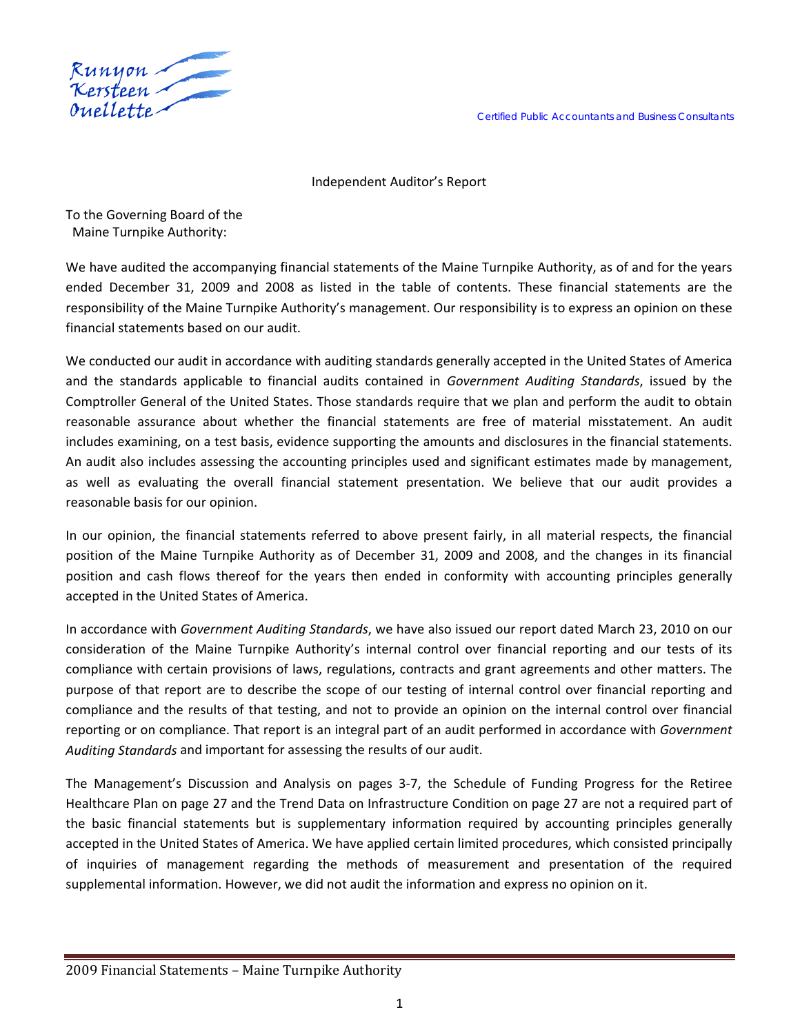Runyon Kersteen Ouellette

Certified Public Accountants and Business Consultants

Independent Auditor's Report

To the Governing Board of the
Maine Turnpike Authority:

We have audited the accompanying financial statements of the Maine Turnpike Authority, as of and for the years ended December 31, 2009 and 2008 as listed in the table of contents. These financial statements are the responsibility of the Maine Turnpike Authority's management. Our responsibility is to express an opinion on these financial statements based on our audit.

We conducted our audit in accordance with auditing standards generally accepted in the United States of America and the standards applicable to financial audits contained in *Government Auditing Standards*, issued by the Comptroller General of the United States. Those standards require that we plan and perform the audit to obtain reasonable assurance about whether the financial statements are free of material misstatement. An audit includes examining, on a test basis, evidence supporting the amounts and disclosures in the financial statements. An audit also includes assessing the accounting principles used and significant estimates made by management, as well as evaluating the overall financial statement presentation. We believe that our audit provides a reasonable basis for our opinion.

In our opinion, the financial statements referred to above present fairly, in all material respects, the financial position of the Maine Turnpike Authority as of December 31, 2009 and 2008, and the changes in its financial position and cash flows thereof for the years then ended in conformity with accounting principles generally accepted in the United States of America.

In accordance with *Government Auditing Standards*, we have also issued our report dated March 23, 2010 on our consideration of the Maine Turnpike Authority's internal control over financial reporting and our tests of its compliance with certain provisions of laws, regulations, contracts and grant agreements and other matters. The purpose of that report are to describe the scope of our testing of internal control over financial reporting and compliance and the results of that testing, and not to provide an opinion on the internal control over financial reporting or on compliance. That report is an integral part of an audit performed in accordance with *Government Auditing Standards* and important for assessing the results of our audit.

The Management's Discussion and Analysis on pages 3-7, the Schedule of Funding Progress for the Retiree Healthcare Plan on page 27 and the Trend Data on Infrastructure Condition on page 27 are not a required part of the basic financial statements but is supplementary information required by accounting principles generally accepted in the United States of America. We have applied certain limited procedures, which consisted principally of inquiries of management regarding the methods of measurement and presentation of the required supplemental information. However, we did not audit the information and express no opinion on it.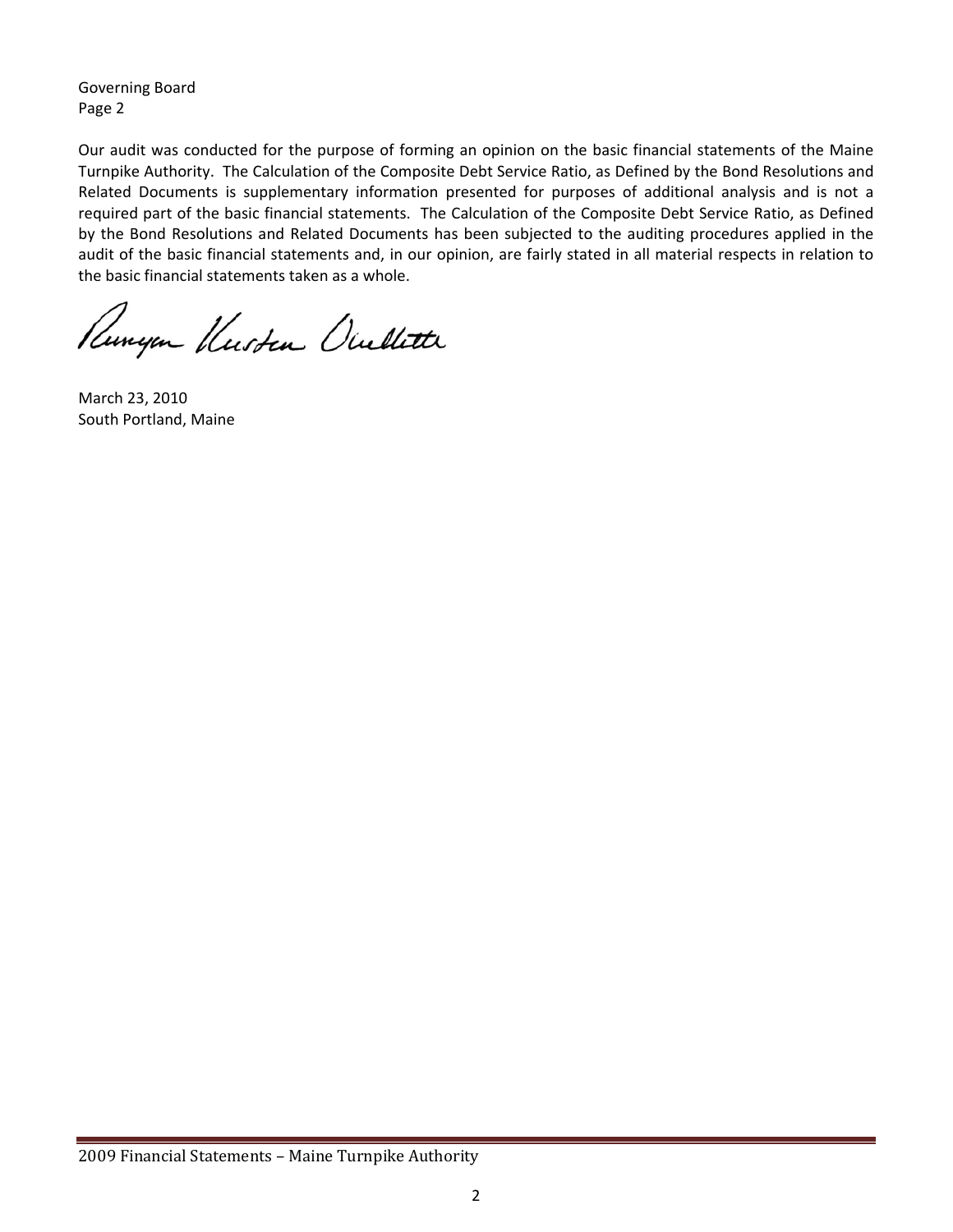Governing Board
Page 2

Our audit was conducted for the purpose of forming an opinion on the basic financial statements of the Maine Turnpike Authority. The Calculation of the Composite Debt Service Ratio, as Defined by the Bond Resolutions and Related Documents is supplementary information presented for purposes of additional analysis and is not a required part of the basic financial statements. The Calculation of the Composite Debt Service Ratio, as Defined by the Bond Resolutions and Related Documents has been subjected to the auditing procedures applied in the audit of the basic financial statements and, in our opinion, are fairly stated in all material respects in relation to the basic financial statements taken as a whole.

Runyon Kersteen Ouellette

March 23, 2010
South Portland, Maine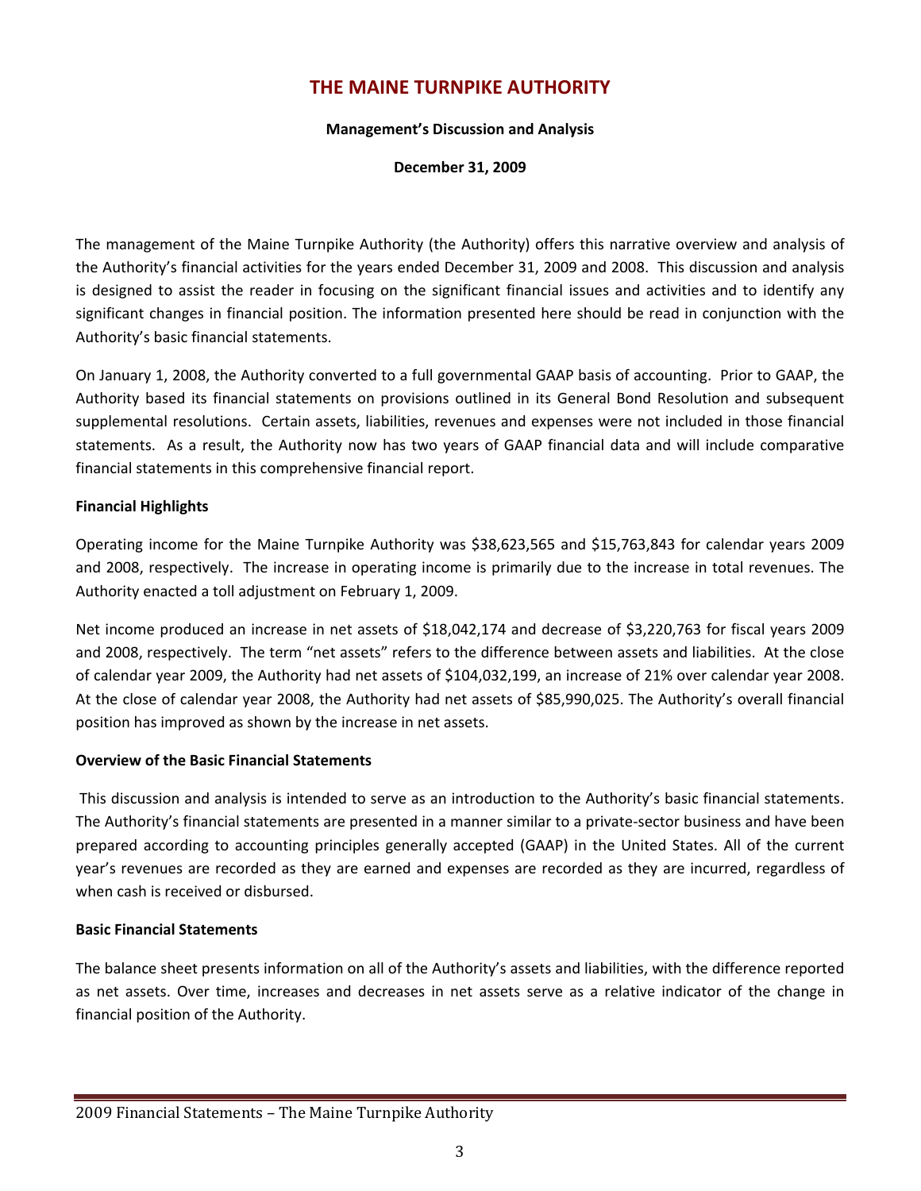# THE MAINE TURNPIKE AUTHORITY

**Management's Discussion and Analysis**

**December 31, 2009**

The management of the Maine Turnpike Authority (the Authority) offers this narrative overview and analysis of the Authority's financial activities for the years ended December 31, 2009 and 2008. This discussion and analysis is designed to assist the reader in focusing on the significant financial issues and activities and to identify any significant changes in financial position. The information presented here should be read in conjunction with the Authority's basic financial statements.

On January 1, 2008, the Authority converted to a full governmental GAAP basis of accounting. Prior to GAAP, the Authority based its financial statements on provisions outlined in its General Bond Resolution and subsequent supplemental resolutions. Certain assets, liabilities, revenues and expenses were not included in those financial statements. As a result, the Authority now has two years of GAAP financial data and will include comparative financial statements in this comprehensive financial report.

**Financial Highlights**

Operating income for the Maine Turnpike Authority was $38,623,565 and $15,763,843 for calendar years 2009 and 2008, respectively. The increase in operating income is primarily due to the increase in total revenues. The Authority enacted a toll adjustment on February 1, 2009.

Net income produced an increase in net assets of $18,042,174 and decrease of $3,220,763 for fiscal years 2009 and 2008, respectively. The term "net assets" refers to the difference between assets and liabilities. At the close of calendar year 2009, the Authority had net assets of $104,032,199, an increase of 21% over calendar year 2008. At the close of calendar year 2008, the Authority had net assets of $85,990,025. The Authority's overall financial position has improved as shown by the increase in net assets.

**Overview of the Basic Financial Statements**

This discussion and analysis is intended to serve as an introduction to the Authority's basic financial statements. The Authority's financial statements are presented in a manner similar to a private-sector business and have been prepared according to accounting principles generally accepted (GAAP) in the United States. All of the current year's revenues are recorded as they are earned and expenses are recorded as they are incurred, regardless of when cash is received or disbursed.

**Basic Financial Statements**

The balance sheet presents information on all of the Authority's assets and liabilities, with the difference reported as net assets. Over time, increases and decreases in net assets serve as a relative indicator of the change in financial position of the Authority.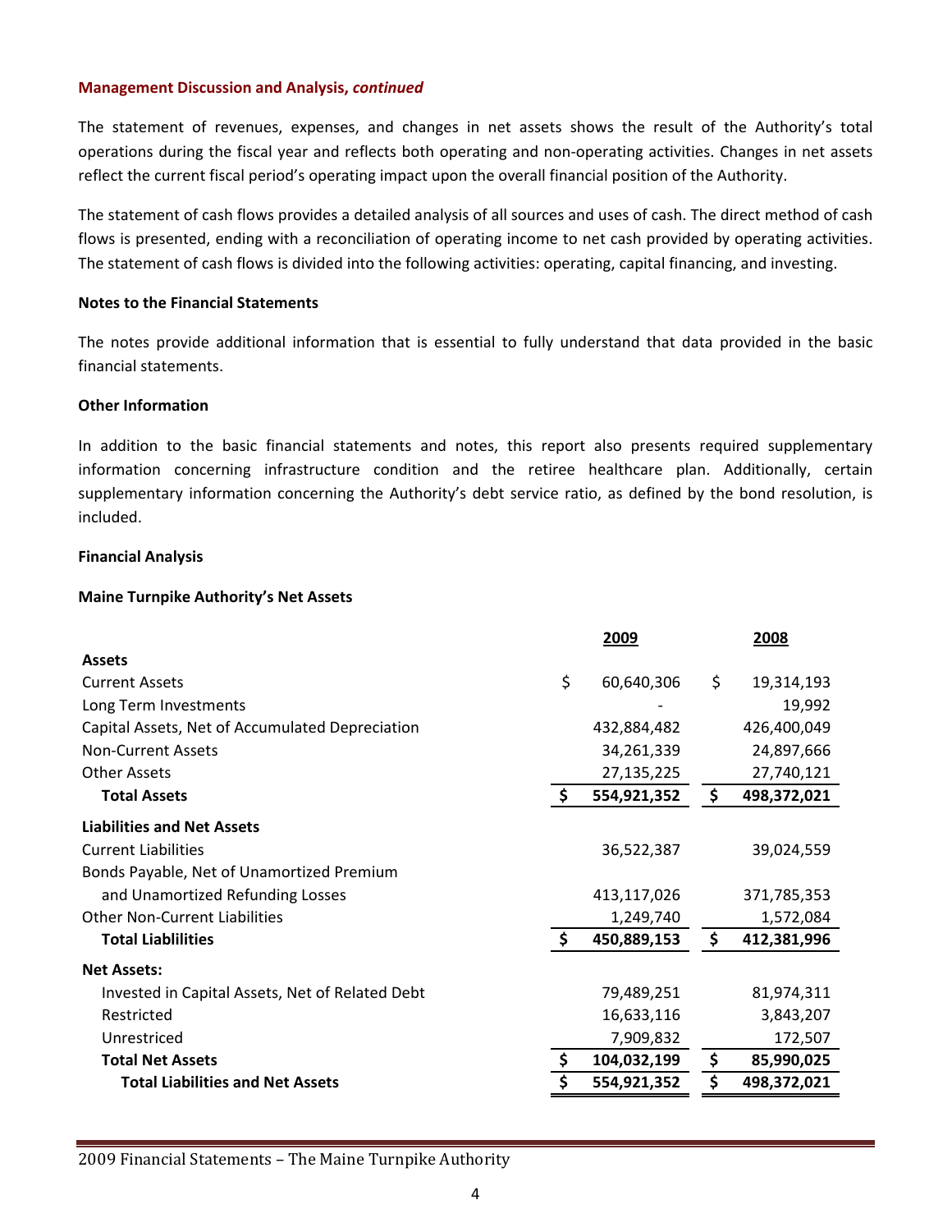### Management Discussion and Analysis, *continued*

The statement of revenues, expenses, and changes in net assets shows the result of the Authority's total operations during the fiscal year and reflects both operating and non-operating activities. Changes in net assets reflect the current fiscal period's operating impact upon the overall financial position of the Authority.

The statement of cash flows provides a detailed analysis of all sources and uses of cash. The direct method of cash flows is presented, ending with a reconciliation of operating income to net cash provided by operating activities. The statement of cash flows is divided into the following activities: operating, capital financing, and investing.

**Notes to the Financial Statements**

The notes provide additional information that is essential to fully understand that data provided in the basic financial statements.

**Other Information**

In addition to the basic financial statements and notes, this report also presents required supplementary information concerning infrastructure condition and the retiree healthcare plan. Additionally, certain supplementary information concerning the Authority's debt service ratio, as defined by the bond resolution, is included.

**Financial Analysis**

**Maine Turnpike Authority's Net Assets**

| | 2009 | 2008 |
|---|---|---|
| **Assets** | | |
| Current Assets | $ 60,640,306 | $ 19,314,193 |
| Long Term Investments | - | 19,992 |
| Capital Assets, Net of Accumulated Depreciation | 432,884,482 | 426,400,049 |
| Non-Current Assets | 34,261,339 | 24,897,666 |
| Other Assets | 27,135,225 | 27,740,121 |
| **Total Assets** | **$ 554,921,352** | **$ 498,372,021** |
| **Liabilities and Net Assets** | | |
| Current Liabilities | 36,522,387 | 39,024,559 |
| Bonds Payable, Net of Unamortized Premium and Unamortized Refunding Losses | 413,117,026 | 371,785,353 |
| Other Non-Current Liabilities | 1,249,740 | 1,572,084 |
| **Total Liablilities** | **$ 450,889,153** | **$ 412,381,996** |
| **Net Assets:** | | |
| Invested in Capital Assets, Net of Related Debt | 79,489,251 | 81,974,311 |
| Restricted | 16,633,116 | 3,843,207 |
| Unrestriced | 7,909,832 | 172,507 |
| **Total Net Assets** | **$ 104,032,199** | **$ 85,990,025** |
| **Total Liabilities and Net Assets** | **$ 554,921,352** | **$ 498,372,021** |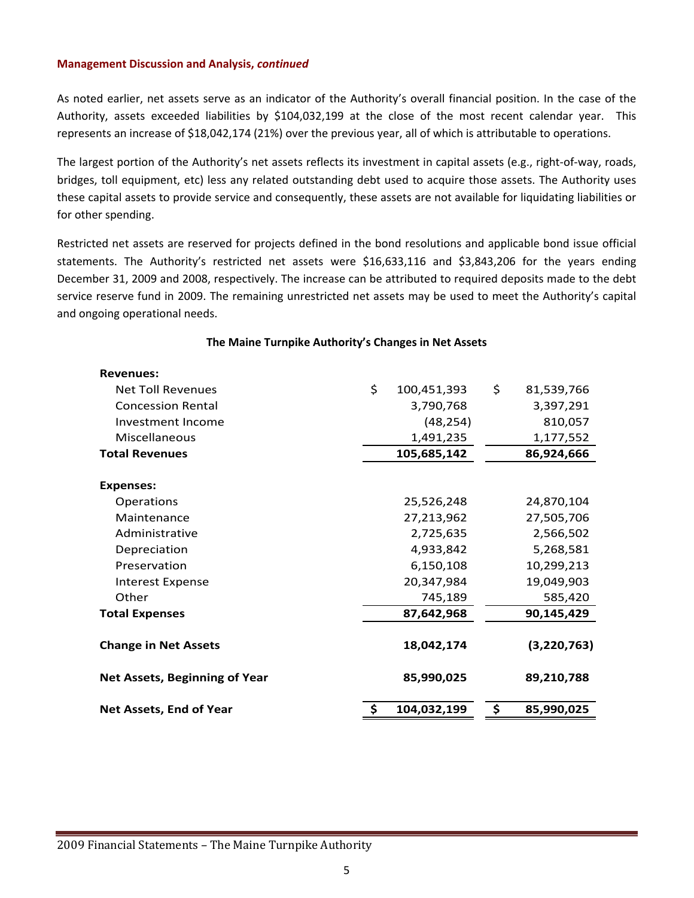**Management Discussion and Analysis, *continued***

As noted earlier, net assets serve as an indicator of the Authority's overall financial position. In the case of the Authority, assets exceeded liabilities by $104,032,199 at the close of the most recent calendar year. This represents an increase of $18,042,174 (21%) over the previous year, all of which is attributable to operations.

The largest portion of the Authority's net assets reflects its investment in capital assets (e.g., right-of-way, roads, bridges, toll equipment, etc) less any related outstanding debt used to acquire those assets. The Authority uses these capital assets to provide service and consequently, these assets are not available for liquidating liabilities or for other spending.

Restricted net assets are reserved for projects defined in the bond resolutions and applicable bond issue official statements. The Authority's restricted net assets were $16,633,116 and $3,843,206 for the years ending December 31, 2009 and 2008, respectively. The increase can be attributed to required deposits made to the debt service reserve fund in 2009. The remaining unrestricted net assets may be used to meet the Authority's capital and ongoing operational needs.

**The Maine Turnpike Authority's Changes in Net Assets**

| | | |
|---|---|---|
| **Revenues:** | | |
| Net Toll Revenues | $ 100,451,393 | $ 81,539,766 |
| Concession Rental | 3,790,768 | 3,397,291 |
| Investment Income | (48,254) | 810,057 |
| Miscellaneous | 1,491,235 | 1,177,552 |
| **Total Revenues** | **105,685,142** | **86,924,666** |
| **Expenses:** | | |
| Operations | 25,526,248 | 24,870,104 |
| Maintenance | 27,213,962 | 27,505,706 |
| Administrative | 2,725,635 | 2,566,502 |
| Depreciation | 4,933,842 | 5,268,581 |
| Preservation | 6,150,108 | 10,299,213 |
| Interest Expense | 20,347,984 | 19,049,903 |
| Other | 745,189 | 585,420 |
| **Total Expenses** | **87,642,968** | **90,145,429** |
| **Change in Net Assets** | **18,042,174** | **(3,220,763)** |
| **Net Assets, Beginning of Year** | **85,990,025** | **89,210,788** |
| **Net Assets, End of Year** | **$ 104,032,199** | **$ 85,990,025** |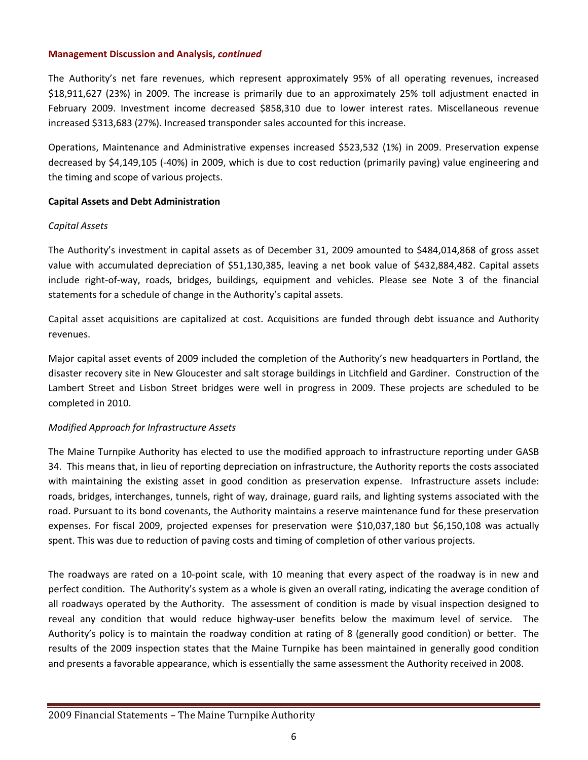**Management Discussion and Analysis, *continued***

The Authority's net fare revenues, which represent approximately 95% of all operating revenues, increased $18,911,627 (23%) in 2009. The increase is primarily due to an approximately 25% toll adjustment enacted in February 2009. Investment income decreased $858,310 due to lower interest rates. Miscellaneous revenue increased $313,683 (27%). Increased transponder sales accounted for this increase.

Operations, Maintenance and Administrative expenses increased $523,532 (1%) in 2009. Preservation expense decreased by $4,149,105 (-40%) in 2009, which is due to cost reduction (primarily paving) value engineering and the timing and scope of various projects.

**Capital Assets and Debt Administration**

*Capital Assets*

The Authority's investment in capital assets as of December 31, 2009 amounted to $484,014,868 of gross asset value with accumulated depreciation of $51,130,385, leaving a net book value of $432,884,482. Capital assets include right-of-way, roads, bridges, buildings, equipment and vehicles. Please see Note 3 of the financial statements for a schedule of change in the Authority's capital assets.

Capital asset acquisitions are capitalized at cost. Acquisitions are funded through debt issuance and Authority revenues.

Major capital asset events of 2009 included the completion of the Authority's new headquarters in Portland, the disaster recovery site in New Gloucester and salt storage buildings in Litchfield and Gardiner. Construction of the Lambert Street and Lisbon Street bridges were well in progress in 2009. These projects are scheduled to be completed in 2010.

*Modified Approach for Infrastructure Assets*

The Maine Turnpike Authority has elected to use the modified approach to infrastructure reporting under GASB 34. This means that, in lieu of reporting depreciation on infrastructure, the Authority reports the costs associated with maintaining the existing asset in good condition as preservation expense. Infrastructure assets include: roads, bridges, interchanges, tunnels, right of way, drainage, guard rails, and lighting systems associated with the road. Pursuant to its bond covenants, the Authority maintains a reserve maintenance fund for these preservation expenses. For fiscal 2009, projected expenses for preservation were $10,037,180 but $6,150,108 was actually spent. This was due to reduction of paving costs and timing of completion of other various projects.

The roadways are rated on a 10-point scale, with 10 meaning that every aspect of the roadway is in new and perfect condition. The Authority's system as a whole is given an overall rating, indicating the average condition of all roadways operated by the Authority. The assessment of condition is made by visual inspection designed to reveal any condition that would reduce highway-user benefits below the maximum level of service. The Authority's policy is to maintain the roadway condition at rating of 8 (generally good condition) or better. The results of the 2009 inspection states that the Maine Turnpike has been maintained in generally good condition and presents a favorable appearance, which is essentially the same assessment the Authority received in 2008.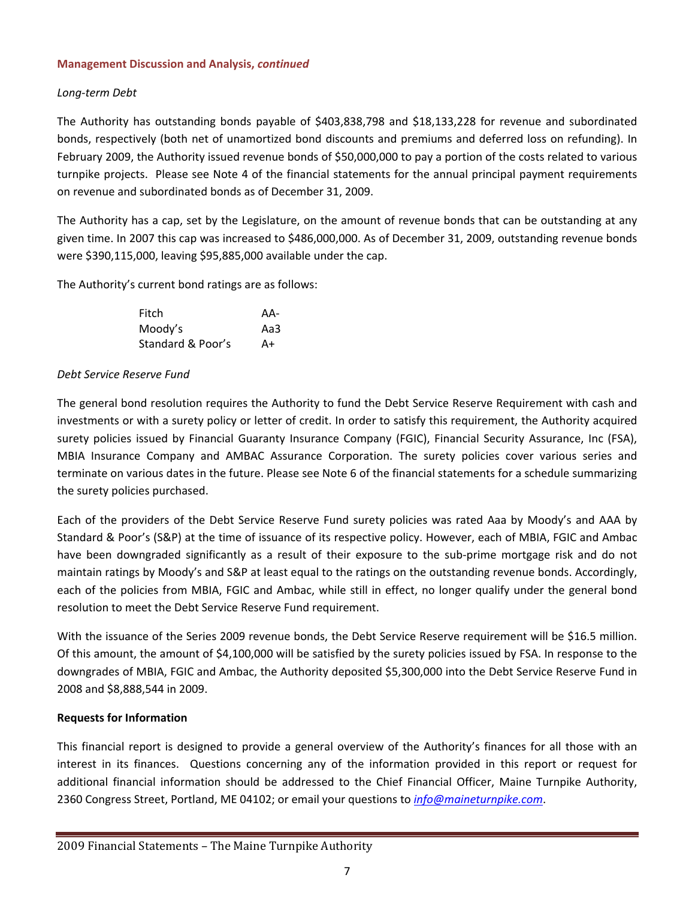**Management Discussion and Analysis, *continued***

*Long-term Debt*

The Authority has outstanding bonds payable of $403,838,798 and $18,133,228 for revenue and subordinated bonds, respectively (both net of unamortized bond discounts and premiums and deferred loss on refunding). In February 2009, the Authority issued revenue bonds of $50,000,000 to pay a portion of the costs related to various turnpike projects. Please see Note 4 of the financial statements for the annual principal payment requirements on revenue and subordinated bonds as of December 31, 2009.

The Authority has a cap, set by the Legislature, on the amount of revenue bonds that can be outstanding at any given time. In 2007 this cap was increased to $486,000,000. As of December 31, 2009, outstanding revenue bonds were $390,115,000, leaving $95,885,000 available under the cap.

The Authority's current bond ratings are as follows:

| | |
|---|---|
| Fitch | AA- |
| Moody's | Aa3 |
| Standard & Poor's | A+ |

*Debt Service Reserve Fund*

The general bond resolution requires the Authority to fund the Debt Service Reserve Requirement with cash and investments or with a surety policy or letter of credit. In order to satisfy this requirement, the Authority acquired surety policies issued by Financial Guaranty Insurance Company (FGIC), Financial Security Assurance, Inc (FSA), MBIA Insurance Company and AMBAC Assurance Corporation. The surety policies cover various series and terminate on various dates in the future. Please see Note 6 of the financial statements for a schedule summarizing the surety policies purchased.

Each of the providers of the Debt Service Reserve Fund surety policies was rated Aaa by Moody's and AAA by Standard & Poor's (S&P) at the time of issuance of its respective policy. However, each of MBIA, FGIC and Ambac have been downgraded significantly as a result of their exposure to the sub-prime mortgage risk and do not maintain ratings by Moody's and S&P at least equal to the ratings on the outstanding revenue bonds. Accordingly, each of the policies from MBIA, FGIC and Ambac, while still in effect, no longer qualify under the general bond resolution to meet the Debt Service Reserve Fund requirement.

With the issuance of the Series 2009 revenue bonds, the Debt Service Reserve requirement will be $16.5 million. Of this amount, the amount of $4,100,000 will be satisfied by the surety policies issued by FSA. In response to the downgrades of MBIA, FGIC and Ambac, the Authority deposited $5,300,000 into the Debt Service Reserve Fund in 2008 and $8,888,544 in 2009.

**Requests for Information**

This financial report is designed to provide a general overview of the Authority's finances for all those with an interest in its finances. Questions concerning any of the information provided in this report or request for additional financial information should be addressed to the Chief Financial Officer, Maine Turnpike Authority, 2360 Congress Street, Portland, ME 04102; or email your questions to *info@maineturnpike.com*.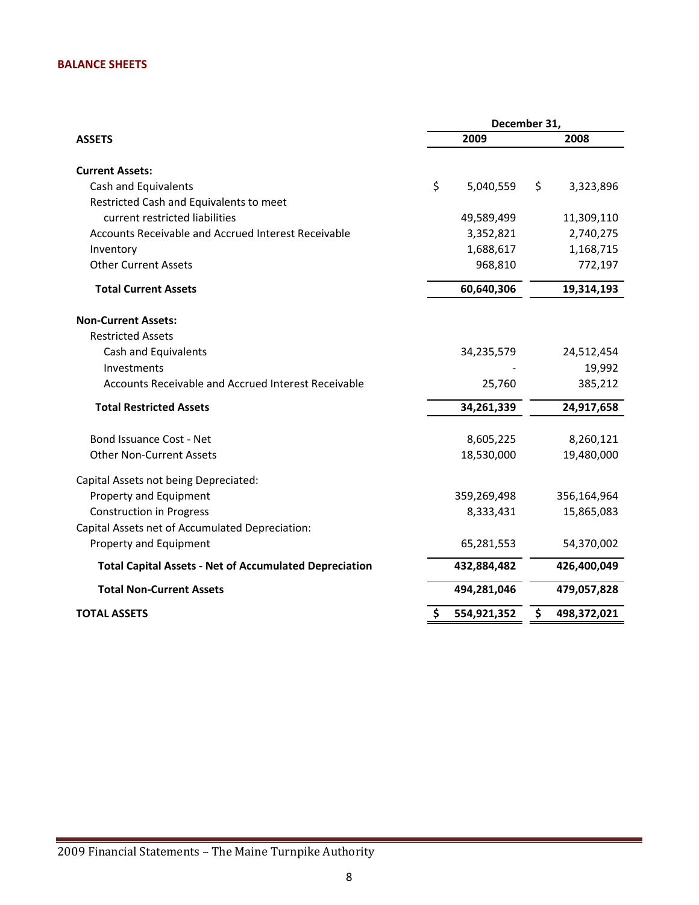## BALANCE SHEETS

| ASSETS | December 31, 2009 | December 31, 2008 |
|---|---|---|
| **Current Assets:** | | |
| Cash and Equivalents | $ 5,040,559 | $ 3,323,896 |
| Restricted Cash and Equivalents to meet current restricted liabilities | 49,589,499 | 11,309,110 |
| Accounts Receivable and Accrued Interest Receivable | 3,352,821 | 2,740,275 |
| Inventory | 1,688,617 | 1,168,715 |
| Other Current Assets | 968,810 | 772,197 |
| **Total Current Assets** | **60,640,306** | **19,314,193** |
| **Non-Current Assets:** | | |
| Restricted Assets | | |
| Cash and Equivalents | 34,235,579 | 24,512,454 |
| Investments | - | 19,992 |
| Accounts Receivable and Accrued Interest Receivable | 25,760 | 385,212 |
| **Total Restricted Assets** | **34,261,339** | **24,917,658** |
| Bond Issuance Cost - Net | 8,605,225 | 8,260,121 |
| Other Non-Current Assets | 18,530,000 | 19,480,000 |
| Capital Assets not being Depreciated: | | |
| Property and Equipment | 359,269,498 | 356,164,964 |
| Construction in Progress | 8,333,431 | 15,865,083 |
| Capital Assets net of Accumulated Depreciation: | | |
| Property and Equipment | 65,281,553 | 54,370,002 |
| **Total Capital Assets - Net of Accumulated Depreciation** | **432,884,482** | **426,400,049** |
| **Total Non-Current Assets** | **494,281,046** | **479,057,828** |
| **TOTAL ASSETS** | **$ 554,921,352** | **$ 498,372,021** |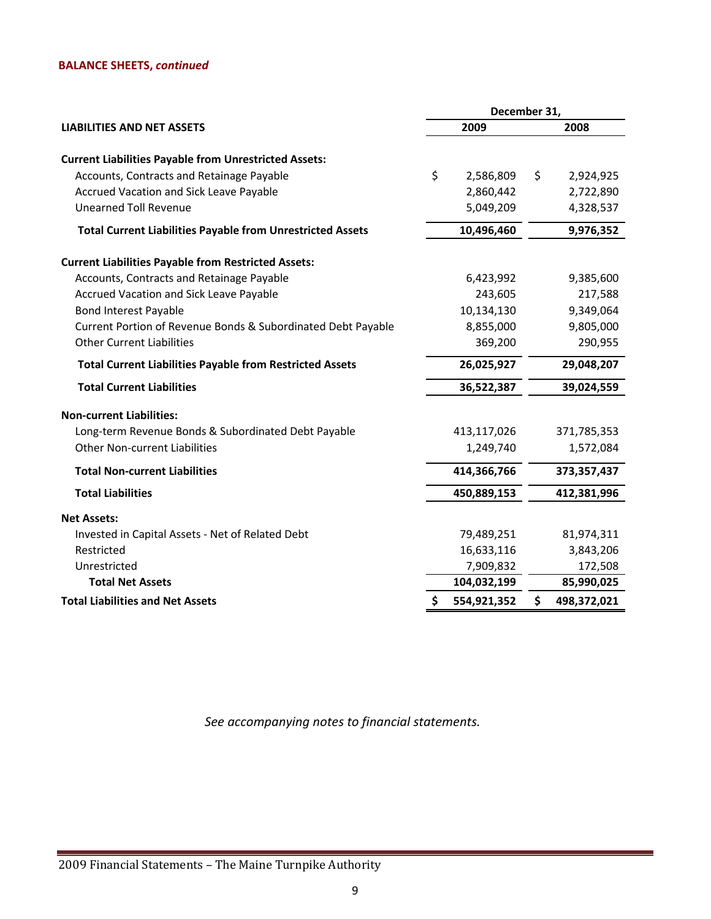**BALANCE SHEETS, *continued***

| LIABILITIES AND NET ASSETS | December 31, 2009 | December 31, 2008 |
|---|---|---|
| **Current Liabilities Payable from Unrestricted Assets:** | | |
| Accounts, Contracts and Retainage Payable | $ 2,586,809 | $ 2,924,925 |
| Accrued Vacation and Sick Leave Payable | 2,860,442 | 2,722,890 |
| Unearned Toll Revenue | 5,049,209 | 4,328,537 |
| **Total Current Liabilities Payable from Unrestricted Assets** | **10,496,460** | **9,976,352** |
| **Current Liabilities Payable from Restricted Assets:** | | |
| Accounts, Contracts and Retainage Payable | 6,423,992 | 9,385,600 |
| Accrued Vacation and Sick Leave Payable | 243,605 | 217,588 |
| Bond Interest Payable | 10,134,130 | 9,349,064 |
| Current Portion of Revenue Bonds & Subordinated Debt Payable | 8,855,000 | 9,805,000 |
| Other Current Liabilities | 369,200 | 290,955 |
| **Total Current Liabilities Payable from Restricted Assets** | **26,025,927** | **29,048,207** |
| **Total Current Liabilities** | **36,522,387** | **39,024,559** |
| **Non-current Liabilities:** | | |
| Long-term Revenue Bonds & Subordinated Debt Payable | 413,117,026 | 371,785,353 |
| Other Non-current Liabilities | 1,249,740 | 1,572,084 |
| **Total Non-current Liabilities** | **414,366,766** | **373,357,437** |
| **Total Liabilities** | **450,889,153** | **412,381,996** |
| **Net Assets:** | | |
| Invested in Capital Assets - Net of Related Debt | 79,489,251 | 81,974,311 |
| Restricted | 16,633,116 | 3,843,206 |
| Unrestricted | 7,909,832 | 172,508 |
| **Total Net Assets** | **104,032,199** | **85,990,025** |
| **Total Liabilities and Net Assets** | **$ 554,921,352** | **$ 498,372,021** |

*See accompanying notes to financial statements.*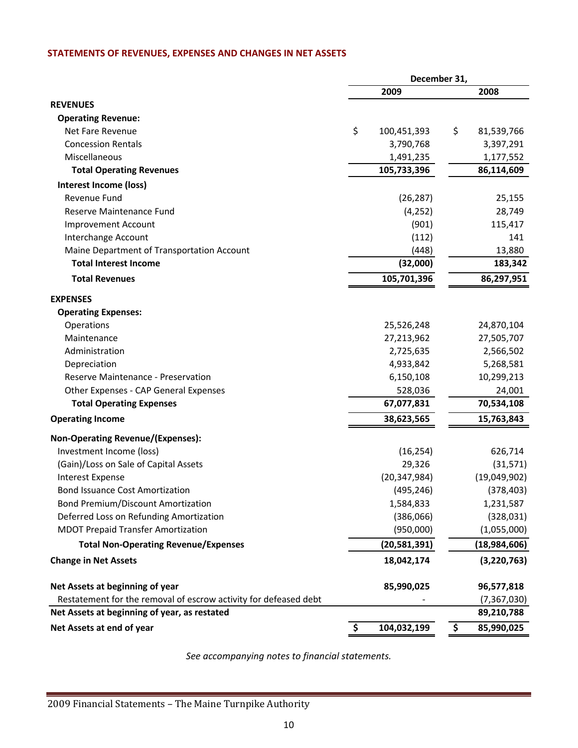## STATEMENTS OF REVENUES, EXPENSES AND CHANGES IN NET ASSETS

| | December 31, | |
|---|---|---|
| | **2009** | **2008** |
| **REVENUES** | | |
| **Operating Revenue:** | | |
| Net Fare Revenue | $ 100,451,393 | $ 81,539,766 |
| Concession Rentals | 3,790,768 | 3,397,291 |
| Miscellaneous | 1,491,235 | 1,177,552 |
| **Total Operating Revenues** | **105,733,396** | **86,114,609** |
| **Interest Income (loss)** | | |
| Revenue Fund | (26,287) | 25,155 |
| Reserve Maintenance Fund | (4,252) | 28,749 |
| Improvement Account | (901) | 115,417 |
| Interchange Account | (112) | 141 |
| Maine Department of Transportation Account | (448) | 13,880 |
| **Total Interest Income** | **(32,000)** | **183,342** |
| **Total Revenues** | **105,701,396** | **86,297,951** |
| **EXPENSES** | | |
| **Operating Expenses:** | | |
| Operations | 25,526,248 | 24,870,104 |
| Maintenance | 27,213,962 | 27,505,707 |
| Administration | 2,725,635 | 2,566,502 |
| Depreciation | 4,933,842 | 5,268,581 |
| Reserve Maintenance - Preservation | 6,150,108 | 10,299,213 |
| Other Expenses - CAP General Expenses | 528,036 | 24,001 |
| **Total Operating Expenses** | **67,077,831** | **70,534,108** |
| **Operating Income** | **38,623,565** | **15,763,843** |
| **Non-Operating Revenue/(Expenses):** | | |
| Investment Income (loss) | (16,254) | 626,714 |
| (Gain)/Loss on Sale of Capital Assets | 29,326 | (31,571) |
| Interest Expense | (20,347,984) | (19,049,902) |
| Bond Issuance Cost Amortization | (495,246) | (378,403) |
| Bond Premium/Discount Amortization | 1,584,833 | 1,231,587 |
| Deferred Loss on Refunding Amortization | (386,066) | (328,031) |
| MDOT Prepaid Transfer Amortization | (950,000) | (1,055,000) |
| **Total Non-Operating Revenue/Expenses** | **(20,581,391)** | **(18,984,606)** |
| **Change in Net Assets** | **18,042,174** | **(3,220,763)** |
| **Net Assets at beginning of year** | **85,990,025** | **96,577,818** |
| Restatement for the removal of escrow activity for defeased debt | - | (7,367,030) |
| **Net Assets at beginning of year, as restated** | | **89,210,788** |
| **Net Assets at end of year** | **$ 104,032,199** | **$ 85,990,025** |

*See accompanying notes to financial statements.*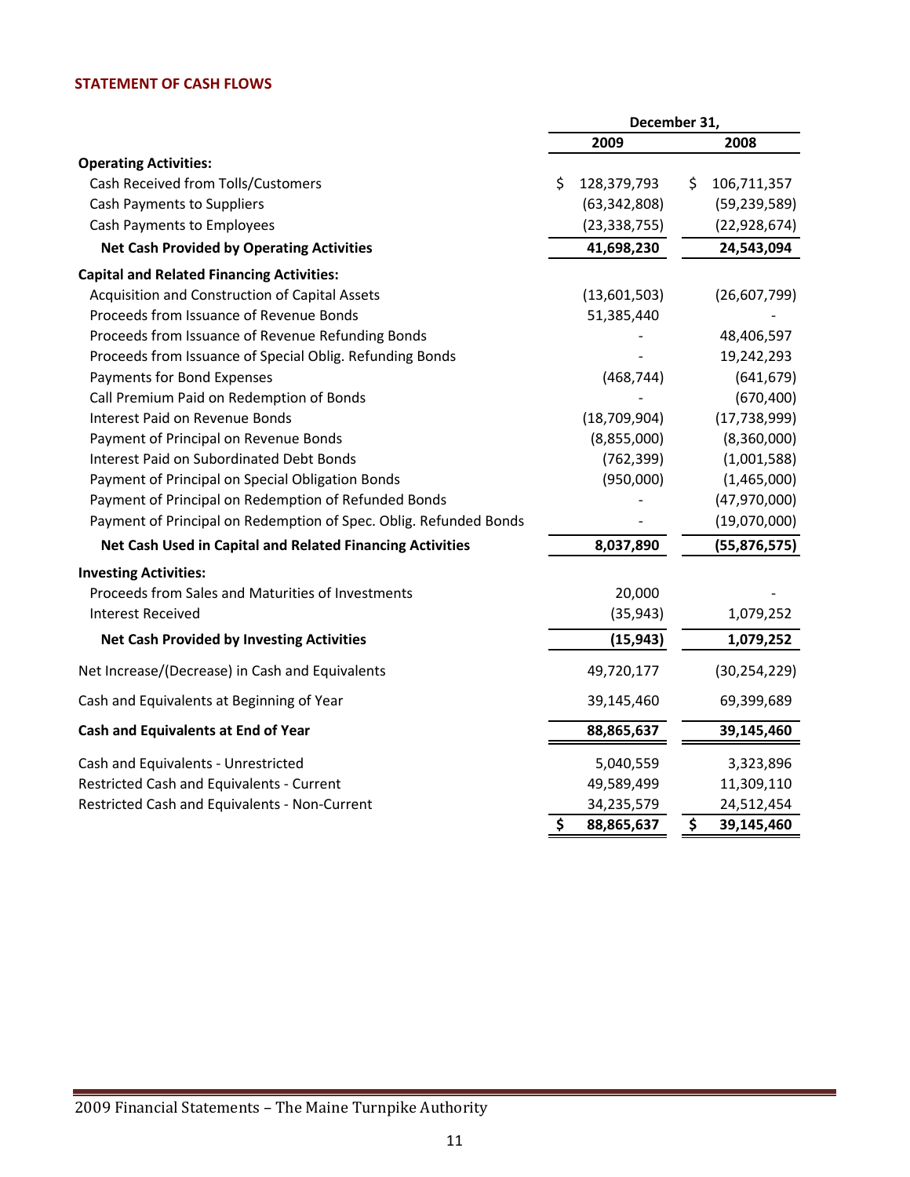## STATEMENT OF CASH FLOWS

| | December 31, | |
|---|---|---|
| | 2009 | 2008 |
| **Operating Activities:** | | |
| Cash Received from Tolls/Customers | $ 128,379,793 | $ 106,711,357 |
| Cash Payments to Suppliers | (63,342,808) | (59,239,589) |
| Cash Payments to Employees | (23,338,755) | (22,928,674) |
| **Net Cash Provided by Operating Activities** | **41,698,230** | **24,543,094** |
| **Capital and Related Financing Activities:** | | |
| Acquisition and Construction of Capital Assets | (13,601,503) | (26,607,799) |
| Proceeds from Issuance of Revenue Bonds | 51,385,440 | - |
| Proceeds from Issuance of Revenue Refunding Bonds | - | 48,406,597 |
| Proceeds from Issuance of Special Oblig. Refunding Bonds | - | 19,242,293 |
| Payments for Bond Expenses | (468,744) | (641,679) |
| Call Premium Paid on Redemption of Bonds | - | (670,400) |
| Interest Paid on Revenue Bonds | (18,709,904) | (17,738,999) |
| Payment of Principal on Revenue Bonds | (8,855,000) | (8,360,000) |
| Interest Paid on Subordinated Debt Bonds | (762,399) | (1,001,588) |
| Payment of Principal on Special Obligation Bonds | (950,000) | (1,465,000) |
| Payment of Principal on Redemption of Refunded Bonds | - | (47,970,000) |
| Payment of Principal on Redemption of Spec. Oblig. Refunded Bonds | - | (19,070,000) |
| **Net Cash Used in Capital and Related Financing Activities** | **8,037,890** | **(55,876,575)** |
| **Investing Activities:** | | |
| Proceeds from Sales and Maturities of Investments | 20,000 | - |
| Interest Received | (35,943) | 1,079,252 |
| **Net Cash Provided by Investing Activities** | **(15,943)** | **1,079,252** |
| Net Increase/(Decrease) in Cash and Equivalents | 49,720,177 | (30,254,229) |
| Cash and Equivalents at Beginning of Year | 39,145,460 | 69,399,689 |
| **Cash and Equivalents at End of Year** | **88,865,637** | **39,145,460** |
| Cash and Equivalents - Unrestricted | 5,040,559 | 3,323,896 |
| Restricted Cash and Equivalents - Current | 49,589,499 | 11,309,110 |
| Restricted Cash and Equivalents - Non-Current | 34,235,579 | 24,512,454 |
| | **$ 88,865,637** | **$ 39,145,460** |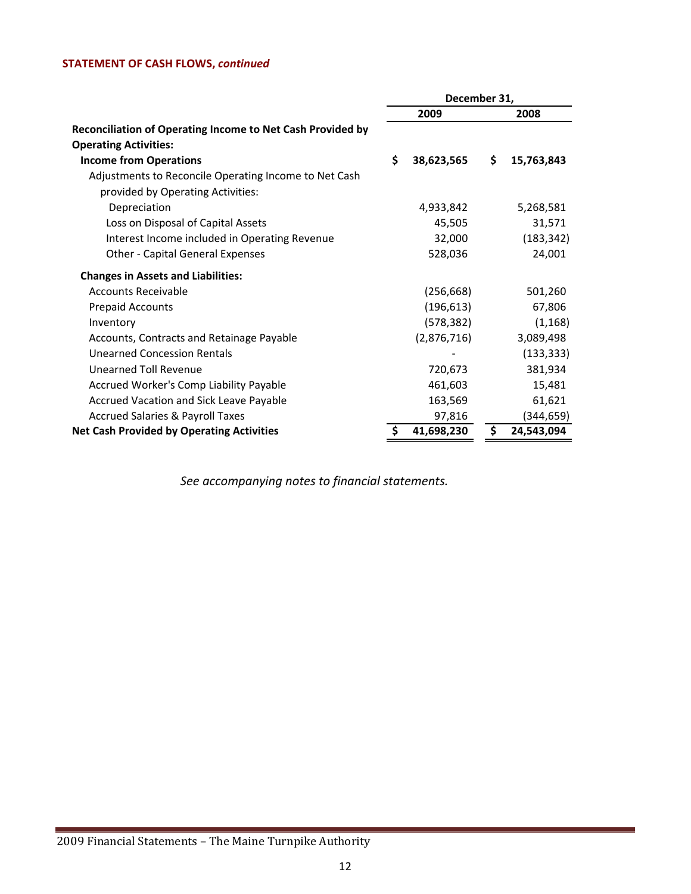**STATEMENT OF CASH FLOWS, *continued***

| | December 31, | |
|---|---|---|
| | 2009 | 2008 |
| **Reconciliation of Operating Income to Net Cash Provided by Operating Activities:** | | |
| **Income from Operations** | **$ 38,623,565** | **$ 15,763,843** |
| Adjustments to Reconcile Operating Income to Net Cash provided by Operating Activities: | | |
| Depreciation | 4,933,842 | 5,268,581 |
| Loss on Disposal of Capital Assets | 45,505 | 31,571 |
| Interest Income included in Operating Revenue | 32,000 | (183,342) |
| Other - Capital General Expenses | 528,036 | 24,001 |
| **Changes in Assets and Liabilities:** | | |
| Accounts Receivable | (256,668) | 501,260 |
| Prepaid Accounts | (196,613) | 67,806 |
| Inventory | (578,382) | (1,168) |
| Accounts, Contracts and Retainage Payable | (2,876,716) | 3,089,498 |
| Unearned Concession Rentals | - | (133,333) |
| Unearned Toll Revenue | 720,673 | 381,934 |
| Accrued Worker's Comp Liability Payable | 461,603 | 15,481 |
| Accrued Vacation and Sick Leave Payable | 163,569 | 61,621 |
| Accrued Salaries & Payroll Taxes | 97,816 | (344,659) |
| **Net Cash Provided by Operating Activities** | **$ 41,698,230** | **$ 24,543,094** |

*See accompanying notes to financial statements.*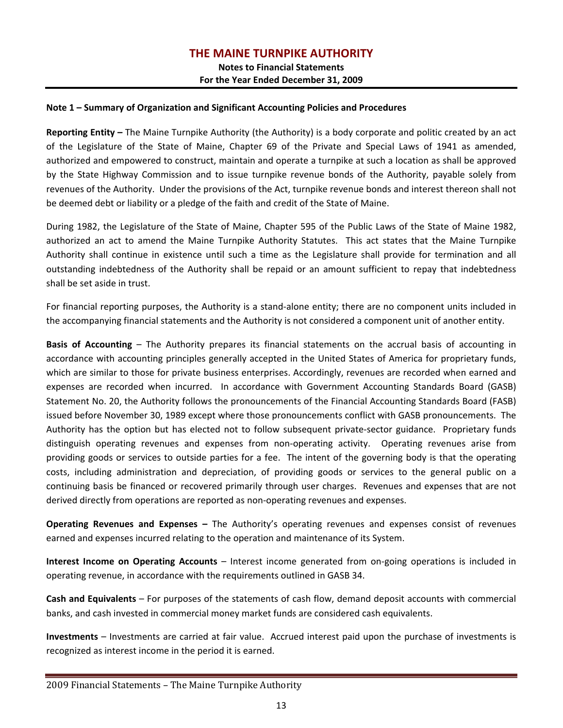# THE MAINE TURNPIKE AUTHORITY

**Notes to Financial Statements**
**For the Year Ended December 31, 2009**

## Note 1 – Summary of Organization and Significant Accounting Policies and Procedures

**Reporting Entity –** The Maine Turnpike Authority (the Authority) is a body corporate and politic created by an act of the Legislature of the State of Maine, Chapter 69 of the Private and Special Laws of 1941 as amended, authorized and empowered to construct, maintain and operate a turnpike at such a location as shall be approved by the State Highway Commission and to issue turnpike revenue bonds of the Authority, payable solely from revenues of the Authority. Under the provisions of the Act, turnpike revenue bonds and interest thereon shall not be deemed debt or liability or a pledge of the faith and credit of the State of Maine.

During 1982, the Legislature of the State of Maine, Chapter 595 of the Public Laws of the State of Maine 1982, authorized an act to amend the Maine Turnpike Authority Statutes. This act states that the Maine Turnpike Authority shall continue in existence until such a time as the Legislature shall provide for termination and all outstanding indebtedness of the Authority shall be repaid or an amount sufficient to repay that indebtedness shall be set aside in trust.

For financial reporting purposes, the Authority is a stand-alone entity; there are no component units included in the accompanying financial statements and the Authority is not considered a component unit of another entity.

**Basis of Accounting** – The Authority prepares its financial statements on the accrual basis of accounting in accordance with accounting principles generally accepted in the United States of America for proprietary funds, which are similar to those for private business enterprises. Accordingly, revenues are recorded when earned and expenses are recorded when incurred. In accordance with Government Accounting Standards Board (GASB) Statement No. 20, the Authority follows the pronouncements of the Financial Accounting Standards Board (FASB) issued before November 30, 1989 except where those pronouncements conflict with GASB pronouncements. The Authority has the option but has elected not to follow subsequent private-sector guidance. Proprietary funds distinguish operating revenues and expenses from non-operating activity. Operating revenues arise from providing goods or services to outside parties for a fee. The intent of the governing body is that the operating costs, including administration and depreciation, of providing goods or services to the general public on a continuing basis be financed or recovered primarily through user charges. Revenues and expenses that are not derived directly from operations are reported as non-operating revenues and expenses.

**Operating Revenues and Expenses –** The Authority's operating revenues and expenses consist of revenues earned and expenses incurred relating to the operation and maintenance of its System.

**Interest Income on Operating Accounts** – Interest income generated from on-going operations is included in operating revenue, in accordance with the requirements outlined in GASB 34.

**Cash and Equivalents** – For purposes of the statements of cash flow, demand deposit accounts with commercial banks, and cash invested in commercial money market funds are considered cash equivalents.

**Investments** – Investments are carried at fair value. Accrued interest paid upon the purchase of investments is recognized as interest income in the period it is earned.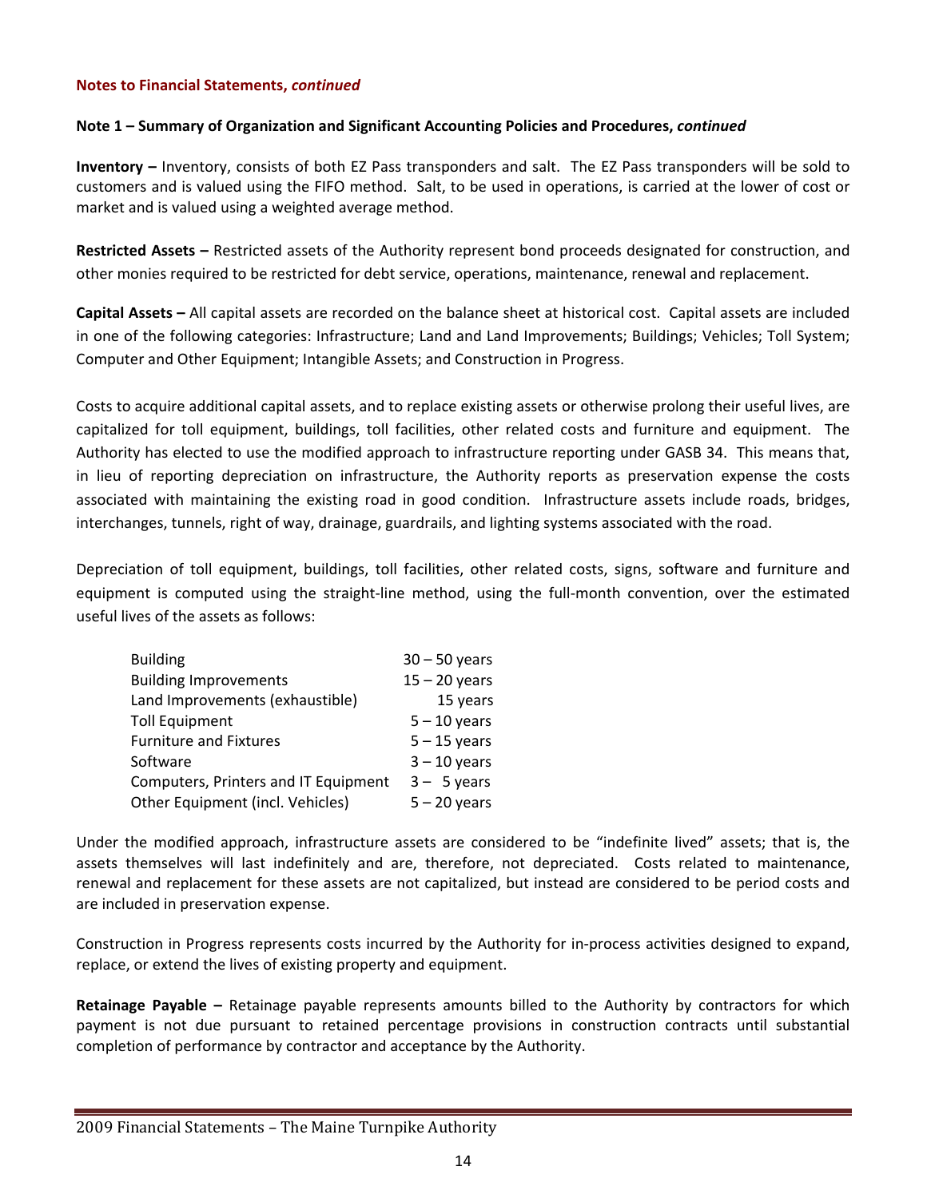**Notes to Financial Statements, *continued***

**Note 1 – Summary of Organization and Significant Accounting Policies and Procedures, *continued***

**Inventory –** Inventory, consists of both EZ Pass transponders and salt. The EZ Pass transponders will be sold to customers and is valued using the FIFO method. Salt, to be used in operations, is carried at the lower of cost or market and is valued using a weighted average method.

**Restricted Assets –** Restricted assets of the Authority represent bond proceeds designated for construction, and other monies required to be restricted for debt service, operations, maintenance, renewal and replacement.

**Capital Assets –** All capital assets are recorded on the balance sheet at historical cost. Capital assets are included in one of the following categories: Infrastructure; Land and Land Improvements; Buildings; Vehicles; Toll System; Computer and Other Equipment; Intangible Assets; and Construction in Progress.

Costs to acquire additional capital assets, and to replace existing assets or otherwise prolong their useful lives, are capitalized for toll equipment, buildings, toll facilities, other related costs and furniture and equipment. The Authority has elected to use the modified approach to infrastructure reporting under GASB 34. This means that, in lieu of reporting depreciation on infrastructure, the Authority reports as preservation expense the costs associated with maintaining the existing road in good condition. Infrastructure assets include roads, bridges, interchanges, tunnels, right of way, drainage, guardrails, and lighting systems associated with the road.

Depreciation of toll equipment, buildings, toll facilities, other related costs, signs, software and furniture and equipment is computed using the straight-line method, using the full-month convention, over the estimated useful lives of the assets as follows:

| | |
|---|---|
| Building | 30 – 50 years |
| Building Improvements | 15 – 20 years |
| Land Improvements (exhaustible) | 15 years |
| Toll Equipment | 5 – 10 years |
| Furniture and Fixtures | 5 – 15 years |
| Software | 3 – 10 years |
| Computers, Printers and IT Equipment | 3 – 5 years |
| Other Equipment (incl. Vehicles) | 5 – 20 years |

Under the modified approach, infrastructure assets are considered to be "indefinite lived" assets; that is, the assets themselves will last indefinitely and are, therefore, not depreciated. Costs related to maintenance, renewal and replacement for these assets are not capitalized, but instead are considered to be period costs and are included in preservation expense.

Construction in Progress represents costs incurred by the Authority for in-process activities designed to expand, replace, or extend the lives of existing property and equipment.

**Retainage Payable –** Retainage payable represents amounts billed to the Authority by contractors for which payment is not due pursuant to retained percentage provisions in construction contracts until substantial completion of performance by contractor and acceptance by the Authority.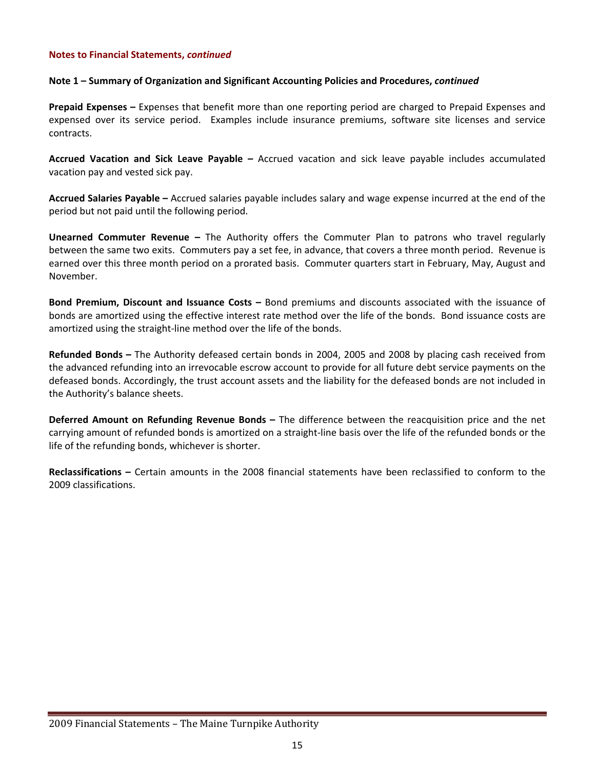**Notes to Financial Statements, *continued***

**Note 1 – Summary of Organization and Significant Accounting Policies and Procedures, *continued***

**Prepaid Expenses –** Expenses that benefit more than one reporting period are charged to Prepaid Expenses and expensed over its service period. Examples include insurance premiums, software site licenses and service contracts.

**Accrued Vacation and Sick Leave Payable –** Accrued vacation and sick leave payable includes accumulated vacation pay and vested sick pay.

**Accrued Salaries Payable –** Accrued salaries payable includes salary and wage expense incurred at the end of the period but not paid until the following period.

**Unearned Commuter Revenue –** The Authority offers the Commuter Plan to patrons who travel regularly between the same two exits. Commuters pay a set fee, in advance, that covers a three month period. Revenue is earned over this three month period on a prorated basis. Commuter quarters start in February, May, August and November.

**Bond Premium, Discount and Issuance Costs –** Bond premiums and discounts associated with the issuance of bonds are amortized using the effective interest rate method over the life of the bonds. Bond issuance costs are amortized using the straight-line method over the life of the bonds.

**Refunded Bonds –** The Authority defeased certain bonds in 2004, 2005 and 2008 by placing cash received from the advanced refunding into an irrevocable escrow account to provide for all future debt service payments on the defeased bonds. Accordingly, the trust account assets and the liability for the defeased bonds are not included in the Authority's balance sheets.

**Deferred Amount on Refunding Revenue Bonds –** The difference between the reacquisition price and the net carrying amount of refunded bonds is amortized on a straight-line basis over the life of the refunded bonds or the life of the refunding bonds, whichever is shorter.

**Reclassifications –** Certain amounts in the 2008 financial statements have been reclassified to conform to the 2009 classifications.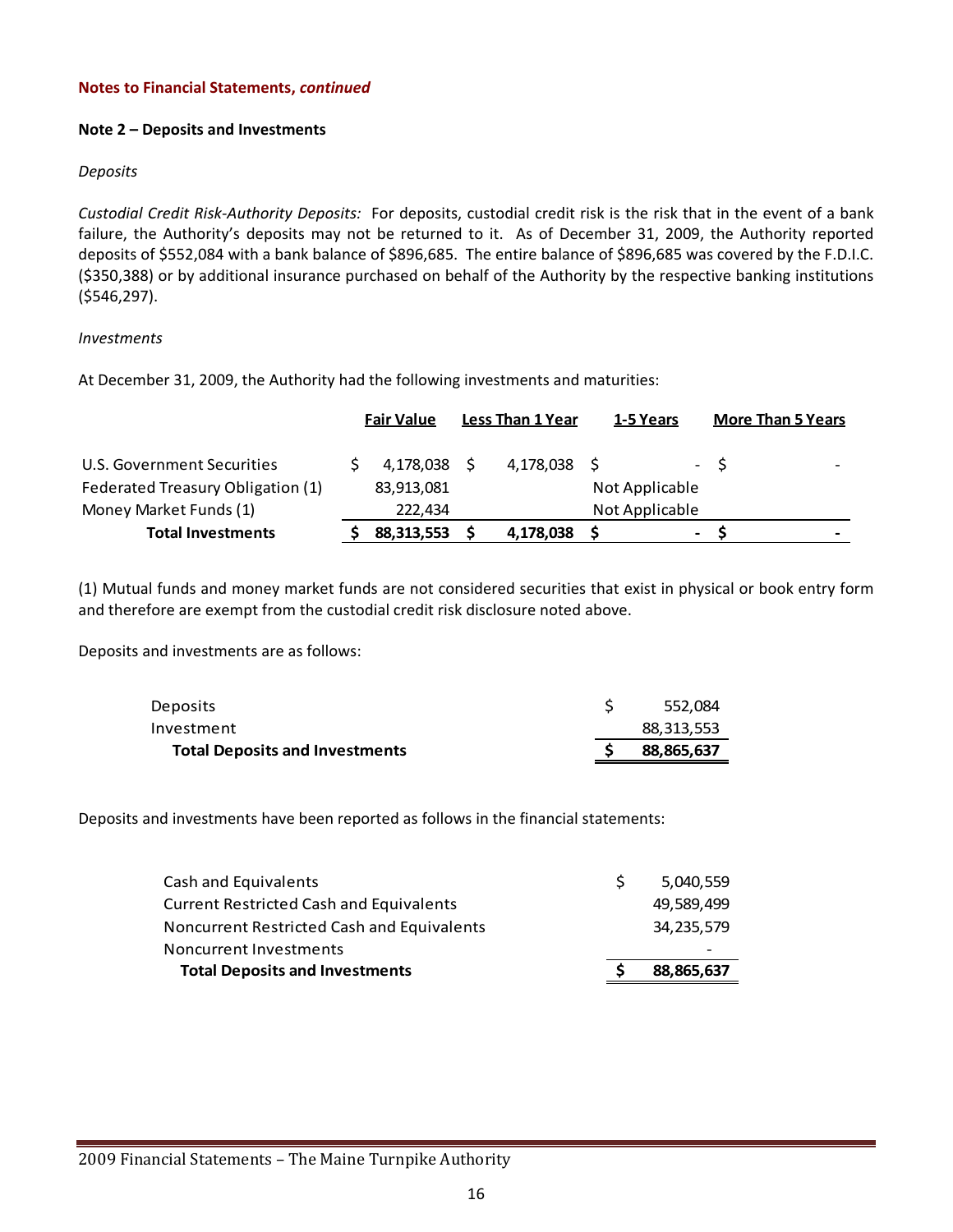**Notes to Financial Statements, *continued***

**Note 2 – Deposits and Investments**

*Deposits*

*Custodial Credit Risk-Authority Deposits:* For deposits, custodial credit risk is the risk that in the event of a bank failure, the Authority's deposits may not be returned to it. As of December 31, 2009, the Authority reported deposits of $552,084 with a bank balance of $896,685. The entire balance of $896,685 was covered by the F.D.I.C. ($350,388) or by additional insurance purchased on behalf of the Authority by the respective banking institutions ($546,297).

*Investments*

At December 31, 2009, the Authority had the following investments and maturities:

| | Fair Value | Less Than 1 Year | 1-5 Years | More Than 5 Years |
|---|---|---|---|---|
| U.S. Government Securities | $ 4,178,038 | $ 4,178,038 | $ - | $ - |
| Federated Treasury Obligation (1) | 83,913,081 | | Not Applicable | |
| Money Market Funds (1) | 222,434 | | Not Applicable | |
| **Total Investments** | **$ 88,313,553** | **$ 4,178,038** | **$ -** | **$ -** |

(1) Mutual funds and money market funds are not considered securities that exist in physical or book entry form and therefore are exempt from the custodial credit risk disclosure noted above.

Deposits and investments are as follows:

| | |
|---|---|
| Deposits | $ 552,084 |
| Investment | 88,313,553 |
| **Total Deposits and Investments** | **$ 88,865,637** |

Deposits and investments have been reported as follows in the financial statements:

| | |
|---|---|
| Cash and Equivalents | $ 5,040,559 |
| Current Restricted Cash and Equivalents | 49,589,499 |
| Noncurrent Restricted Cash and Equivalents | 34,235,579 |
| Noncurrent Investments | - |
| **Total Deposits and Investments** | **$ 88,865,637** |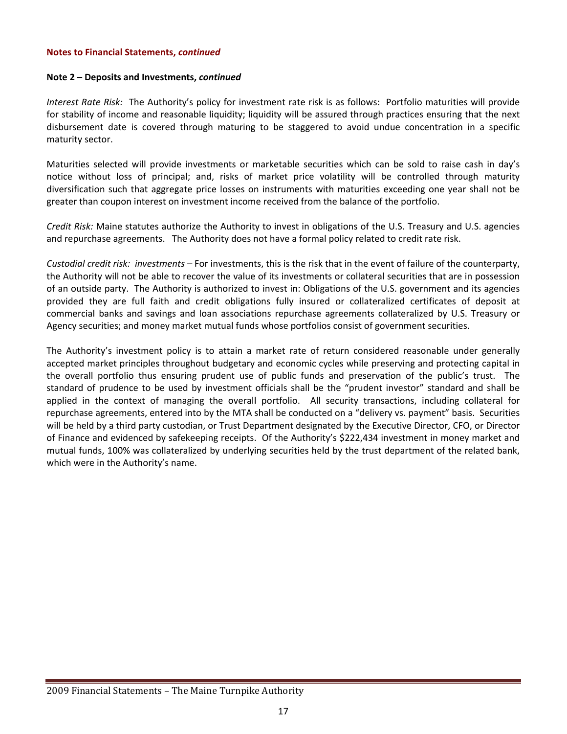**Notes to Financial Statements, *continued***

**Note 2 – Deposits and Investments, *continued***

*Interest Rate Risk:* The Authority's policy for investment rate risk is as follows: Portfolio maturities will provide for stability of income and reasonable liquidity; liquidity will be assured through practices ensuring that the next disbursement date is covered through maturing to be staggered to avoid undue concentration in a specific maturity sector.

Maturities selected will provide investments or marketable securities which can be sold to raise cash in day's notice without loss of principal; and, risks of market price volatility will be controlled through maturity diversification such that aggregate price losses on instruments with maturities exceeding one year shall not be greater than coupon interest on investment income received from the balance of the portfolio.

*Credit Risk:* Maine statutes authorize the Authority to invest in obligations of the U.S. Treasury and U.S. agencies and repurchase agreements. The Authority does not have a formal policy related to credit rate risk.

*Custodial credit risk: investments* – For investments, this is the risk that in the event of failure of the counterparty, the Authority will not be able to recover the value of its investments or collateral securities that are in possession of an outside party. The Authority is authorized to invest in: Obligations of the U.S. government and its agencies provided they are full faith and credit obligations fully insured or collateralized certificates of deposit at commercial banks and savings and loan associations repurchase agreements collateralized by U.S. Treasury or Agency securities; and money market mutual funds whose portfolios consist of government securities.

The Authority's investment policy is to attain a market rate of return considered reasonable under generally accepted market principles throughout budgetary and economic cycles while preserving and protecting capital in the overall portfolio thus ensuring prudent use of public funds and preservation of the public's trust. The standard of prudence to be used by investment officials shall be the "prudent investor" standard and shall be applied in the context of managing the overall portfolio. All security transactions, including collateral for repurchase agreements, entered into by the MTA shall be conducted on a "delivery vs. payment" basis. Securities will be held by a third party custodian, or Trust Department designated by the Executive Director, CFO, or Director of Finance and evidenced by safekeeping receipts. Of the Authority's $222,434 investment in money market and mutual funds, 100% was collateralized by underlying securities held by the trust department of the related bank, which were in the Authority's name.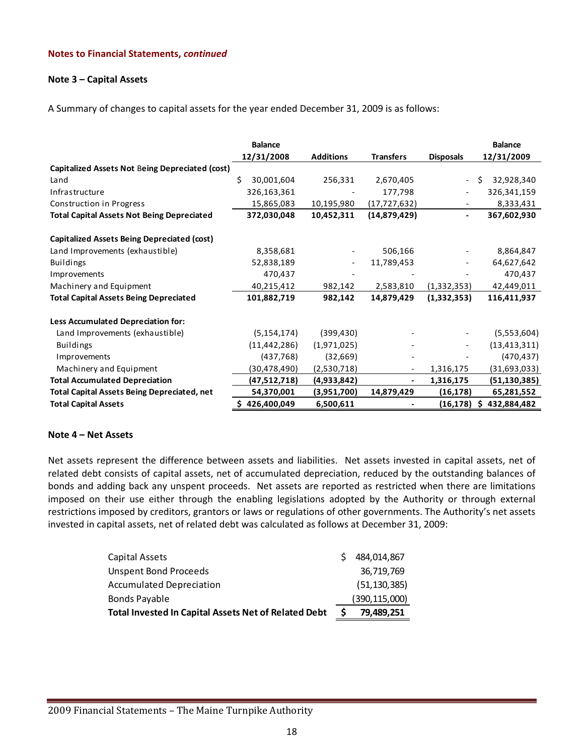**Notes to Financial Statements, *continued***

## Note 3 – Capital Assets

A Summary of changes to capital assets for the year ended December 31, 2009 is as follows:

| | Balance 12/31/2008 | Additions | Transfers | Disposals | Balance 12/31/2009 |
|---|---|---|---|---|---|
| **Capitalized Assets Not Being Depreciated (cost)** | | | | | |
| Land | $ 30,001,604 | 256,331 | 2,670,405 | - | $ 32,928,340 |
| Infrastructure | 326,163,361 | - | 177,798 | - | 326,341,159 |
| Construction in Progress | 15,865,083 | 10,195,980 | (17,727,632) | - | 8,333,431 |
| **Total Capital Assets Not Being Depreciated** | **372,030,048** | **10,452,311** | **(14,879,429)** | **-** | **367,602,930** |
| **Capitalized Assets Being Depreciated (cost)** | | | | | |
| Land Improvements (exhaustible) | 8,358,681 | - | 506,166 | - | 8,864,847 |
| Buildings | 52,838,189 | - | 11,789,453 | - | 64,627,642 |
| Improvements | 470,437 | - | - | - | 470,437 |
| Machinery and Equipment | 40,215,412 | 982,142 | 2,583,810 | (1,332,353) | 42,449,011 |
| **Total Capital Assets Being Depreciated** | **101,882,719** | **982,142** | **14,879,429** | **(1,332,353)** | **116,411,937** |
| **Less Accumulated Depreciation for:** | | | | | |
| Land Improvements (exhaustible) | (5,154,174) | (399,430) | - | - | (5,553,604) |
| Buildings | (11,442,286) | (1,971,025) | - | - | (13,413,311) |
| Improvements | (437,768) | (32,669) | - | - | (470,437) |
| Machinery and Equipment | (30,478,490) | (2,530,718) | - | 1,316,175 | (31,693,033) |
| **Total Accumulated Depreciation** | **(47,512,718)** | **(4,933,842)** | **-** | **1,316,175** | **(51,130,385)** |
| **Total Capital Assets Being Depreciated, net** | **54,370,001** | **(3,951,700)** | **14,879,429** | **(16,178)** | **65,281,552** |
| **Total Capital Assets** | **$ 426,400,049** | **6,500,611** | **-** | **(16,178)** | **$ 432,884,482** |

## Note 4 – Net Assets

Net assets represent the difference between assets and liabilities. Net assets invested in capital assets, net of related debt consists of capital assets, net of accumulated depreciation, reduced by the outstanding balances of bonds and adding back any unspent proceeds. Net assets are reported as restricted when there are limitations imposed on their use either through the enabling legislations adopted by the Authority or through external restrictions imposed by creditors, grantors or laws or regulations of other governments. The Authority's net assets invested in capital assets, net of related debt was calculated as follows at December 31, 2009:

| | |
|---|---|
| Capital Assets | $ 484,014,867 |
| Unspent Bond Proceeds | 36,719,769 |
| Accumulated Depreciation | (51,130,385) |
| Bonds Payable | (390,115,000) |
| **Total Invested In Capital Assets Net of Related Debt** | **$ 79,489,251** |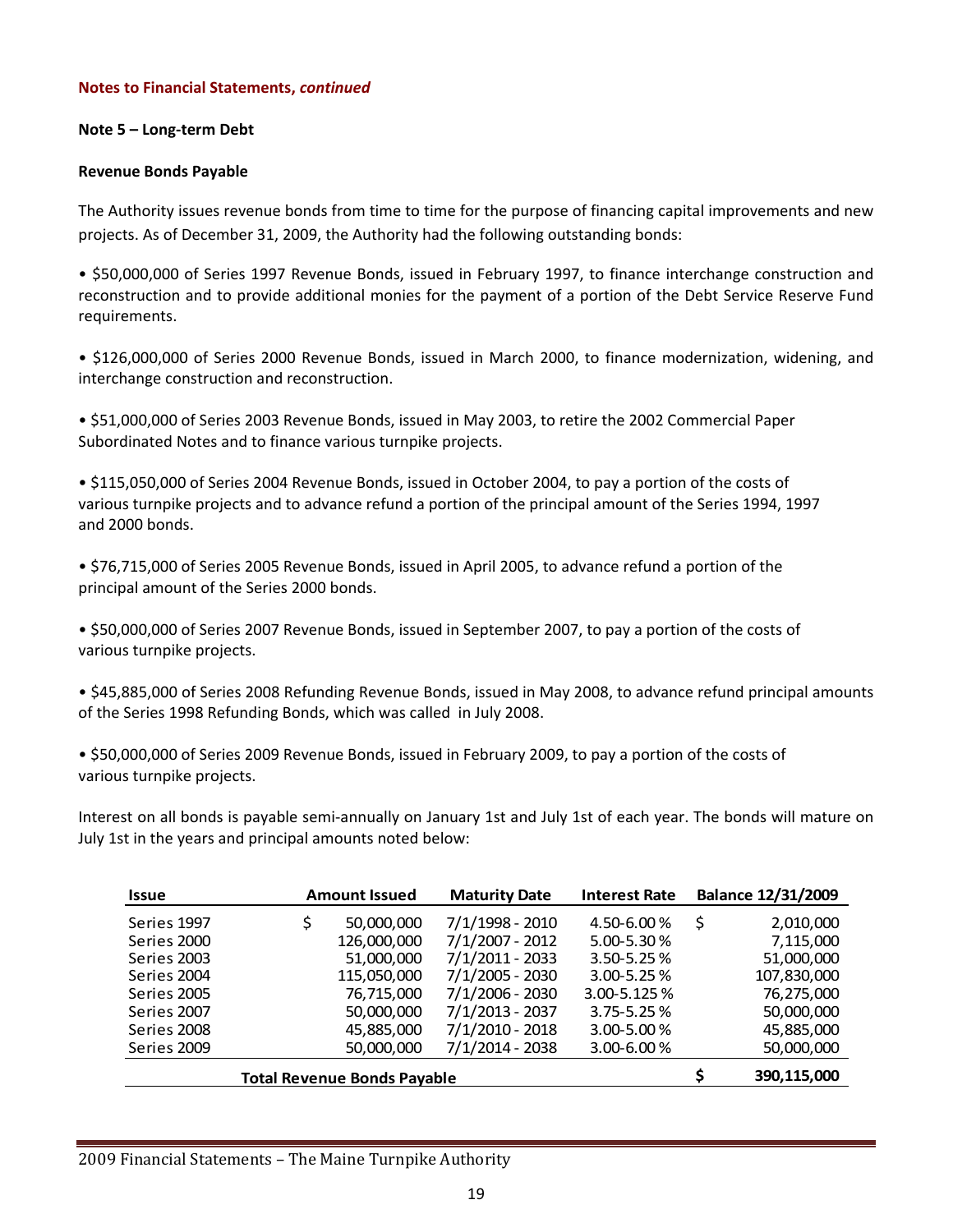**Notes to Financial Statements, *continued***

**Note 5 – Long-term Debt**

**Revenue Bonds Payable**

The Authority issues revenue bonds from time to time for the purpose of financing capital improvements and new projects. As of December 31, 2009, the Authority had the following outstanding bonds:

- $50,000,000 of Series 1997 Revenue Bonds, issued in February 1997, to finance interchange construction and reconstruction and to provide additional monies for the payment of a portion of the Debt Service Reserve Fund requirements.
- $126,000,000 of Series 2000 Revenue Bonds, issued in March 2000, to finance modernization, widening, and interchange construction and reconstruction.
- $51,000,000 of Series 2003 Revenue Bonds, issued in May 2003, to retire the 2002 Commercial Paper Subordinated Notes and to finance various turnpike projects.
- $115,050,000 of Series 2004 Revenue Bonds, issued in October 2004, to pay a portion of the costs of various turnpike projects and to advance refund a portion of the principal amount of the Series 1994, 1997 and 2000 bonds.
- $76,715,000 of Series 2005 Revenue Bonds, issued in April 2005, to advance refund a portion of the principal amount of the Series 2000 bonds.
- $50,000,000 of Series 2007 Revenue Bonds, issued in September 2007, to pay a portion of the costs of various turnpike projects.
- $45,885,000 of Series 2008 Refunding Revenue Bonds, issued in May 2008, to advance refund principal amounts of the Series 1998 Refunding Bonds, which was called in July 2008.
- $50,000,000 of Series 2009 Revenue Bonds, issued in February 2009, to pay a portion of the costs of various turnpike projects.

Interest on all bonds is payable semi-annually on January 1st and July 1st of each year. The bonds will mature on July 1st in the years and principal amounts noted below:

| Issue | Amount Issued | Maturity Date | Interest Rate | Balance 12/31/2009 |
|---|---|---|---|---|
| Series 1997 | $ 50,000,000 | 7/1/1998 - 2010 | 4.50-6.00 % | $ 2,010,000 |
| Series 2000 | 126,000,000 | 7/1/2007 - 2012 | 5.00-5.30 % | 7,115,000 |
| Series 2003 | 51,000,000 | 7/1/2011 - 2033 | 3.50-5.25 % | 51,000,000 |
| Series 2004 | 115,050,000 | 7/1/2005 - 2030 | 3.00-5.25 % | 107,830,000 |
| Series 2005 | 76,715,000 | 7/1/2006 - 2030 | 3.00-5.125 % | 76,275,000 |
| Series 2007 | 50,000,000 | 7/1/2013 - 2037 | 3.75-5.25 % | 50,000,000 |
| Series 2008 | 45,885,000 | 7/1/2010 - 2018 | 3.00-5.00 % | 45,885,000 |
| Series 2009 | 50,000,000 | 7/1/2014 - 2038 | 3.00-6.00 % | 50,000,000 |
| **Total Revenue Bonds Payable** | | | | **$ 390,115,000** |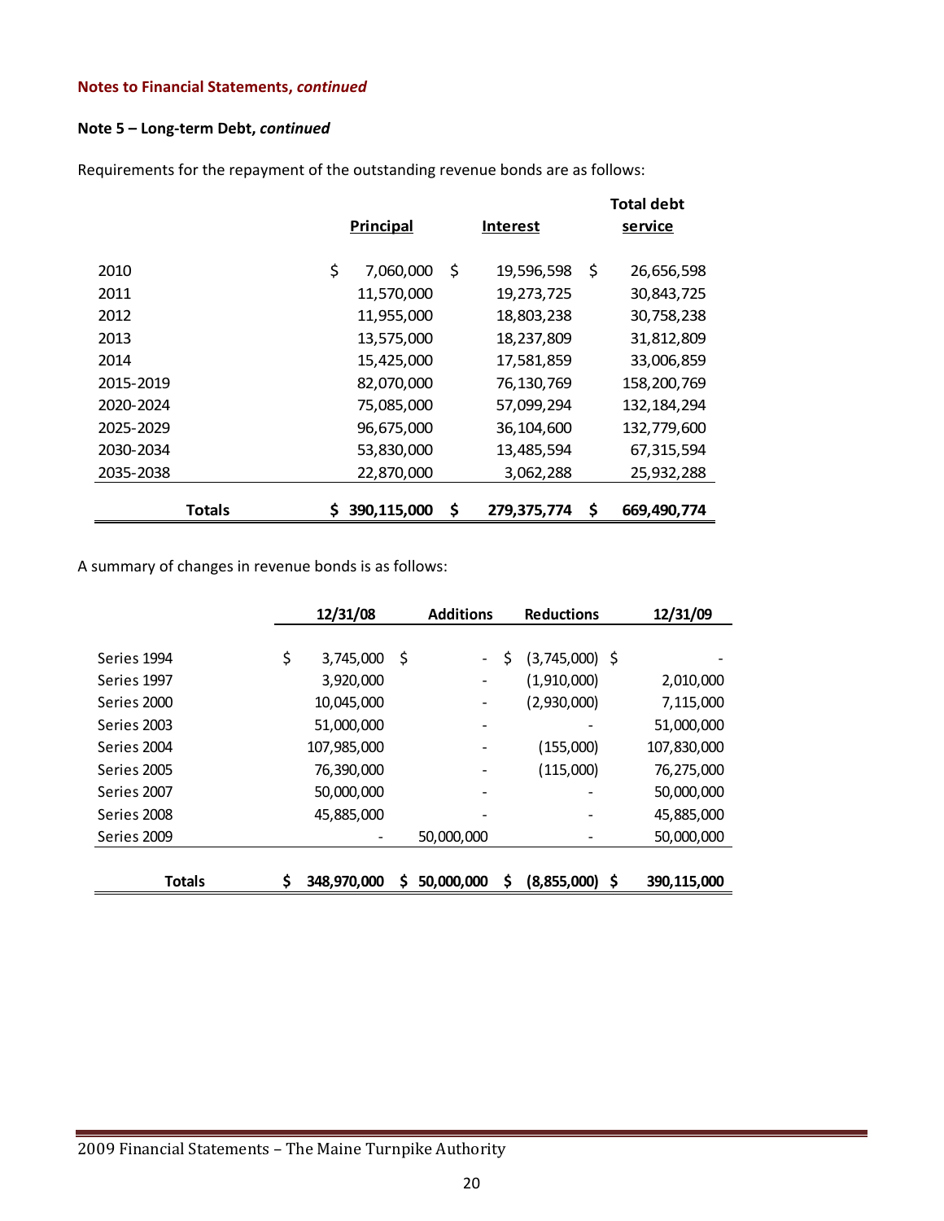**Notes to Financial Statements, *continued***

**Note 5 – Long-term Debt, *continued***

Requirements for the repayment of the outstanding revenue bonds are as follows:

| | Principal | Interest | Total debt service |
|---|---|---|---|
| 2010 | $ 7,060,000 | $ 19,596,598 | $ 26,656,598 |
| 2011 | 11,570,000 | 19,273,725 | 30,843,725 |
| 2012 | 11,955,000 | 18,803,238 | 30,758,238 |
| 2013 | 13,575,000 | 18,237,809 | 31,812,809 |
| 2014 | 15,425,000 | 17,581,859 | 33,006,859 |
| 2015-2019 | 82,070,000 | 76,130,769 | 158,200,769 |
| 2020-2024 | 75,085,000 | 57,099,294 | 132,184,294 |
| 2025-2029 | 96,675,000 | 36,104,600 | 132,779,600 |
| 2030-2034 | 53,830,000 | 13,485,594 | 67,315,594 |
| 2035-2038 | 22,870,000 | 3,062,288 | 25,932,288 |
| **Totals** | **$ 390,115,000** | **$ 279,375,774** | **$ 669,490,774** |

A summary of changes in revenue bonds is as follows:

| | 12/31/08 | Additions | Reductions | 12/31/09 |
|---|---|---|---|---|
| Series 1994 | $ 3,745,000 | $ - | $ (3,745,000) | $ - |
| Series 1997 | 3,920,000 | - | (1,910,000) | 2,010,000 |
| Series 2000 | 10,045,000 | - | (2,930,000) | 7,115,000 |
| Series 2003 | 51,000,000 | - | - | 51,000,000 |
| Series 2004 | 107,985,000 | - | (155,000) | 107,830,000 |
| Series 2005 | 76,390,000 | - | (115,000) | 76,275,000 |
| Series 2007 | 50,000,000 | - | - | 50,000,000 |
| Series 2008 | 45,885,000 | - | - | 45,885,000 |
| Series 2009 | - | 50,000,000 | - | 50,000,000 |
| **Totals** | **$ 348,970,000** | **$ 50,000,000** | **$ (8,855,000)** | **$ 390,115,000** |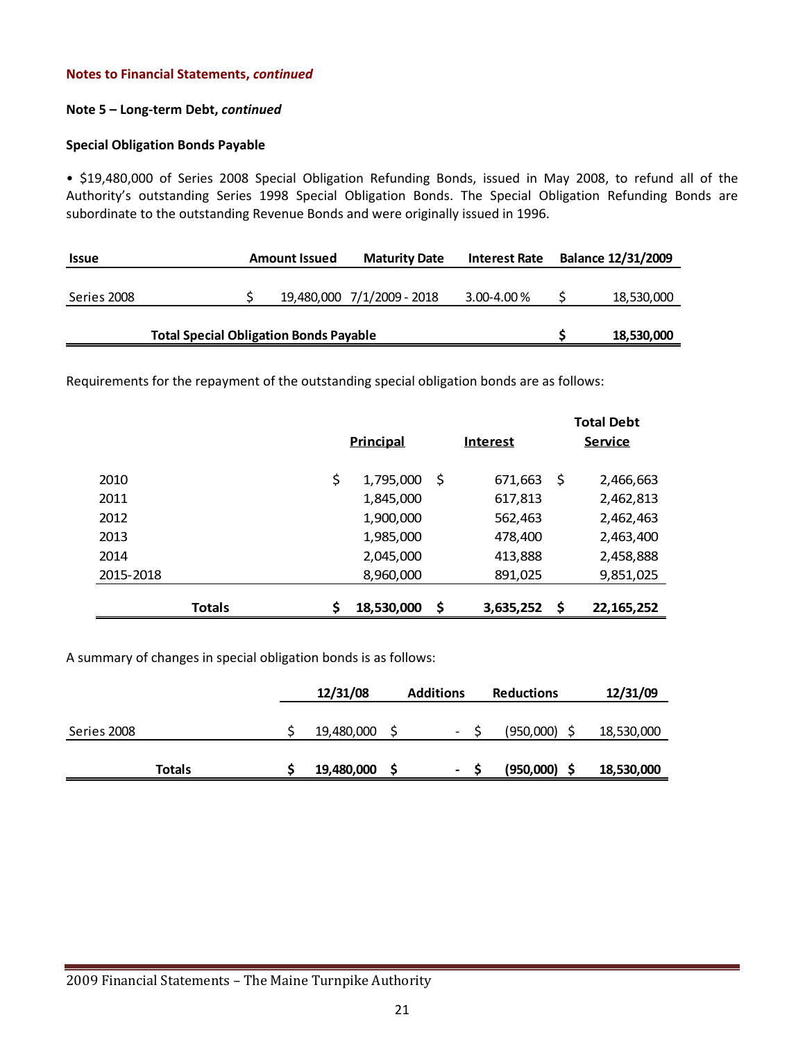**Notes to Financial Statements, *continued***

**Note 5 – Long-term Debt, *continued***

**Special Obligation Bonds Payable**

• $19,480,000 of Series 2008 Special Obligation Refunding Bonds, issued in May 2008, to refund all of the Authority's outstanding Series 1998 Special Obligation Bonds. The Special Obligation Refunding Bonds are subordinate to the outstanding Revenue Bonds and were originally issued in 1996.

| Issue | Amount Issued | Maturity Date | Interest Rate | Balance 12/31/2009 |
|---|---|---|---|---|
| Series 2008 | $ 19,480,000 | 7/1/2009 - 2018 | 3.00-4.00 % | $ 18,530,000 |
| **Total Special Obligation Bonds Payable** | | | | **$ 18,530,000** |

Requirements for the repayment of the outstanding special obligation bonds are as follows:

| | Principal | Interest | Total Debt Service |
|---|---|---|---|
| 2010 | $ 1,795,000 | $ 671,663 | $ 2,466,663 |
| 2011 | 1,845,000 | 617,813 | 2,462,813 |
| 2012 | 1,900,000 | 562,463 | 2,462,463 |
| 2013 | 1,985,000 | 478,400 | 2,463,400 |
| 2014 | 2,045,000 | 413,888 | 2,458,888 |
| 2015-2018 | 8,960,000 | 891,025 | 9,851,025 |
| **Totals** | **$ 18,530,000** | **$ 3,635,252** | **$ 22,165,252** |

A summary of changes in special obligation bonds is as follows:

| | 12/31/08 | Additions | Reductions | 12/31/09 |
|---|---|---|---|---|
| Series 2008 | $ 19,480,000 | $ - | $ (950,000) | $ 18,530,000 |
| **Totals** | **$ 19,480,000** | **$ -** | **$ (950,000)** | **$ 18,530,000** |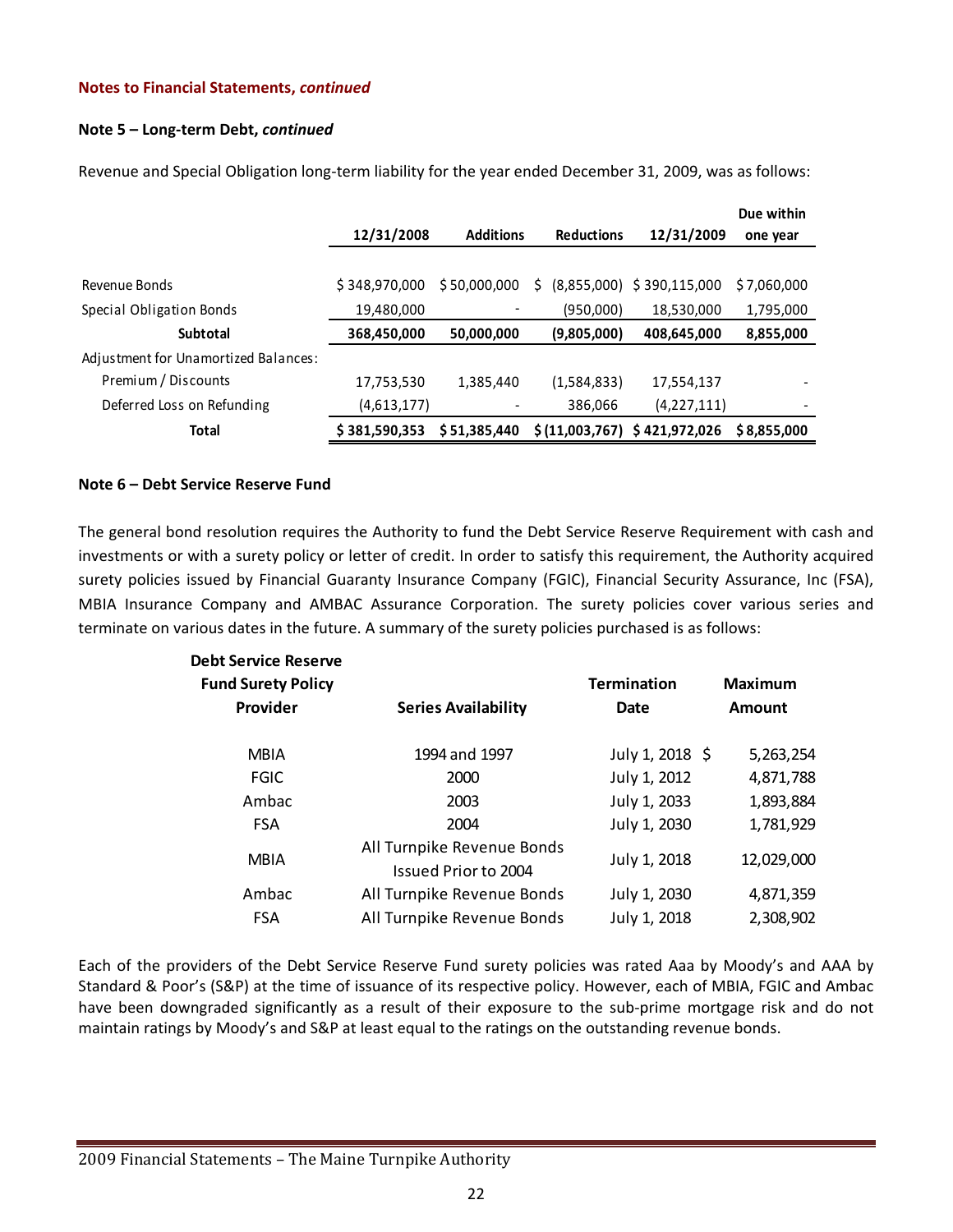**Notes to Financial Statements, *continued***

**Note 5 – Long-term Debt, *continued***

Revenue and Special Obligation long-term liability for the year ended December 31, 2009, was as follows:

| | 12/31/2008 | Additions | Reductions | 12/31/2009 | Due within one year |
|---|---|---|---|---|---|
| Revenue Bonds | $ 348,970,000 | $ 50,000,000 | $ (8,855,000) | $ 390,115,000 | $ 7,060,000 |
| Special Obligation Bonds | 19,480,000 | - | (950,000) | 18,530,000 | 1,795,000 |
| **Subtotal** | **368,450,000** | **50,000,000** | **(9,805,000)** | **408,645,000** | **8,855,000** |
| Adjustment for Unamortized Balances: | | | | | |
| Premium / Discounts | 17,753,530 | 1,385,440 | (1,584,833) | 17,554,137 | - |
| Deferred Loss on Refunding | (4,613,177) | - | 386,066 | (4,227,111) | - |
| **Total** | **$ 381,590,353** | **$ 51,385,440** | **$ (11,003,767)** | **$ 421,972,026** | **$ 8,855,000** |

**Note 6 – Debt Service Reserve Fund**

The general bond resolution requires the Authority to fund the Debt Service Reserve Requirement with cash and investments or with a surety policy or letter of credit. In order to satisfy this requirement, the Authority acquired surety policies issued by Financial Guaranty Insurance Company (FGIC), Financial Security Assurance, Inc (FSA), MBIA Insurance Company and AMBAC Assurance Corporation. The surety policies cover various series and terminate on various dates in the future. A summary of the surety policies purchased is as follows:

| Debt Service Reserve Fund Surety Policy Provider | Series Availability | Termination Date | Maximum Amount |
|---|---|---|---|
| MBIA | 1994 and 1997 | July 1, 2018 | $ 5,263,254 |
| FGIC | 2000 | July 1, 2012 | 4,871,788 |
| Ambac | 2003 | July 1, 2033 | 1,893,884 |
| FSA | 2004 | July 1, 2030 | 1,781,929 |
| MBIA | All Turnpike Revenue Bonds Issued Prior to 2004 | July 1, 2018 | 12,029,000 |
| Ambac | All Turnpike Revenue Bonds | July 1, 2030 | 4,871,359 |
| FSA | All Turnpike Revenue Bonds | July 1, 2018 | 2,308,902 |

Each of the providers of the Debt Service Reserve Fund surety policies was rated Aaa by Moody's and AAA by Standard & Poor's (S&P) at the time of issuance of its respective policy. However, each of MBIA, FGIC and Ambac have been downgraded significantly as a result of their exposure to the sub-prime mortgage risk and do not maintain ratings by Moody's and S&P at least equal to the ratings on the outstanding revenue bonds.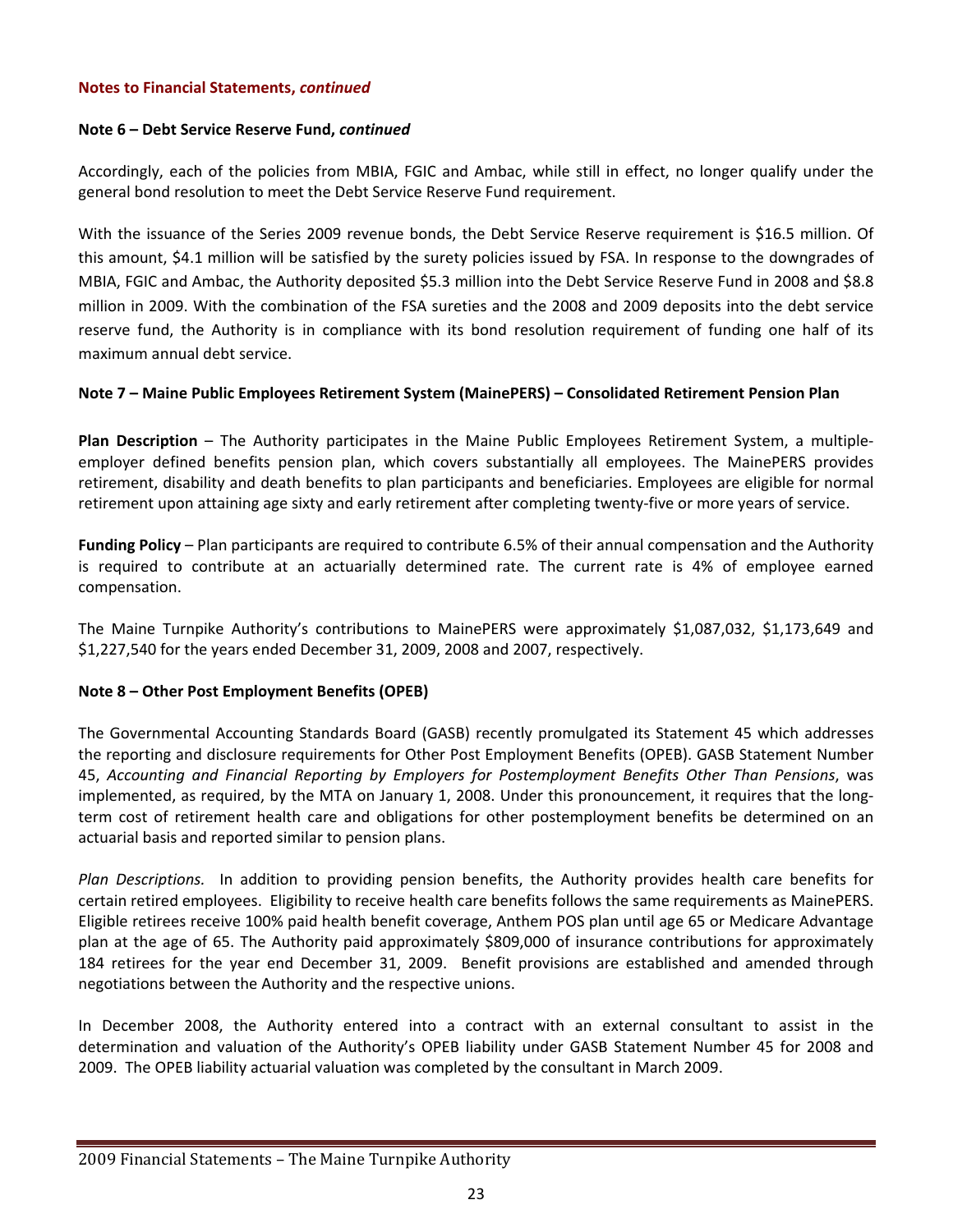**Notes to Financial Statements, *continued***

**Note 6 – Debt Service Reserve Fund, *continued***

Accordingly, each of the policies from MBIA, FGIC and Ambac, while still in effect, no longer qualify under the general bond resolution to meet the Debt Service Reserve Fund requirement.

With the issuance of the Series 2009 revenue bonds, the Debt Service Reserve requirement is $16.5 million. Of this amount, $4.1 million will be satisfied by the surety policies issued by FSA. In response to the downgrades of MBIA, FGIC and Ambac, the Authority deposited $5.3 million into the Debt Service Reserve Fund in 2008 and $8.8 million in 2009. With the combination of the FSA sureties and the 2008 and 2009 deposits into the debt service reserve fund, the Authority is in compliance with its bond resolution requirement of funding one half of its maximum annual debt service.

**Note 7 – Maine Public Employees Retirement System (MainePERS) – Consolidated Retirement Pension Plan**

**Plan Description** – The Authority participates in the Maine Public Employees Retirement System, a multiple-employer defined benefits pension plan, which covers substantially all employees. The MainePERS provides retirement, disability and death benefits to plan participants and beneficiaries. Employees are eligible for normal retirement upon attaining age sixty and early retirement after completing twenty-five or more years of service.

**Funding Policy** – Plan participants are required to contribute 6.5% of their annual compensation and the Authority is required to contribute at an actuarially determined rate. The current rate is 4% of employee earned compensation.

The Maine Turnpike Authority's contributions to MainePERS were approximately $1,087,032, $1,173,649 and $1,227,540 for the years ended December 31, 2009, 2008 and 2007, respectively.

**Note 8 – Other Post Employment Benefits (OPEB)**

The Governmental Accounting Standards Board (GASB) recently promulgated its Statement 45 which addresses the reporting and disclosure requirements for Other Post Employment Benefits (OPEB). GASB Statement Number 45, *Accounting and Financial Reporting by Employers for Postemployment Benefits Other Than Pensions*, was implemented, as required, by the MTA on January 1, 2008. Under this pronouncement, it requires that the long-term cost of retirement health care and obligations for other postemployment benefits be determined on an actuarial basis and reported similar to pension plans.

*Plan Descriptions.* In addition to providing pension benefits, the Authority provides health care benefits for certain retired employees. Eligibility to receive health care benefits follows the same requirements as MainePERS. Eligible retirees receive 100% paid health benefit coverage, Anthem POS plan until age 65 or Medicare Advantage plan at the age of 65. The Authority paid approximately $809,000 of insurance contributions for approximately 184 retirees for the year end December 31, 2009. Benefit provisions are established and amended through negotiations between the Authority and the respective unions.

In December 2008, the Authority entered into a contract with an external consultant to assist in the determination and valuation of the Authority's OPEB liability under GASB Statement Number 45 for 2008 and 2009. The OPEB liability actuarial valuation was completed by the consultant in March 2009.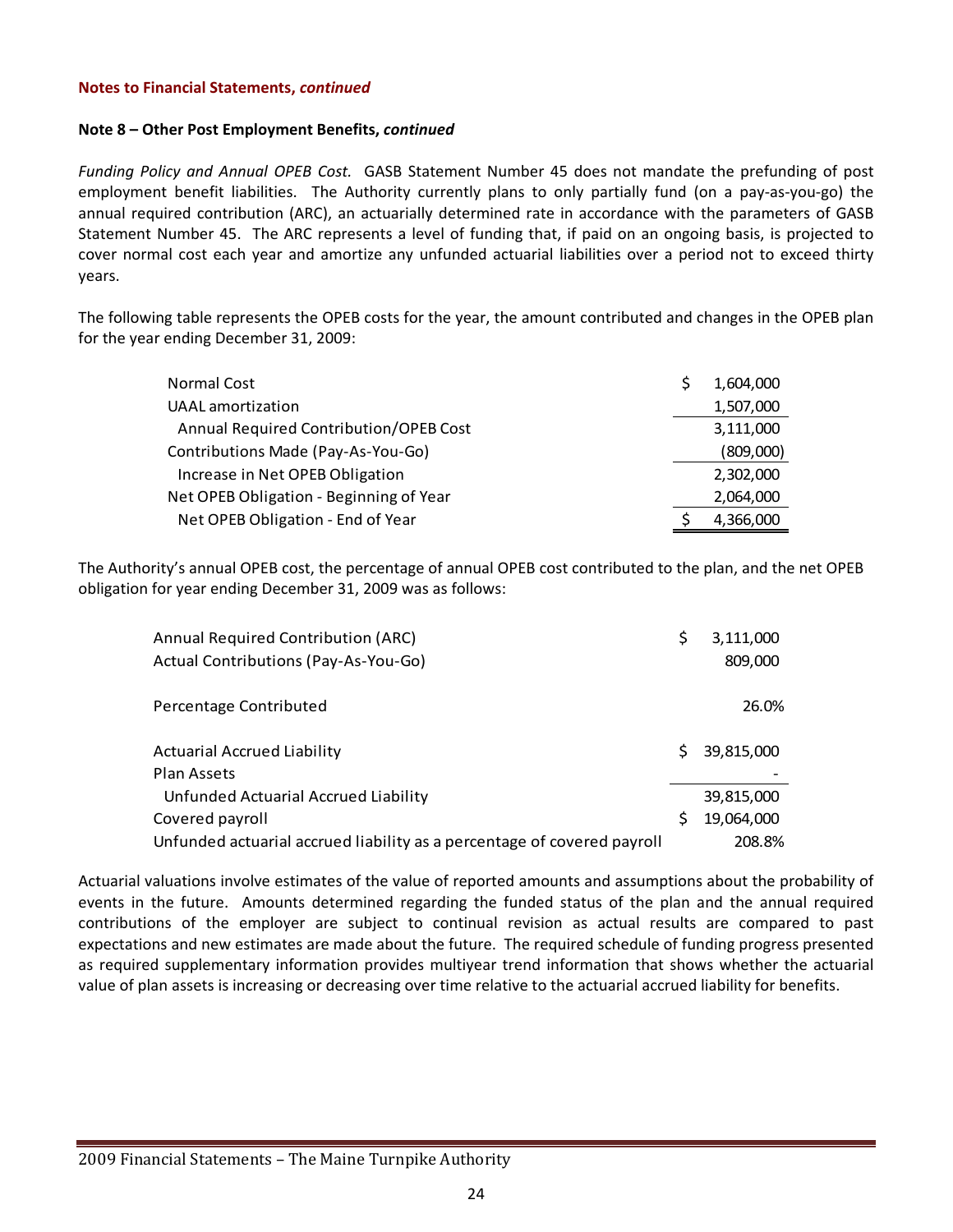**Notes to Financial Statements, *continued***

**Note 8 – Other Post Employment Benefits, *continued***

*Funding Policy and Annual OPEB Cost.* GASB Statement Number 45 does not mandate the prefunding of post employment benefit liabilities. The Authority currently plans to only partially fund (on a pay-as-you-go) the annual required contribution (ARC), an actuarially determined rate in accordance with the parameters of GASB Statement Number 45. The ARC represents a level of funding that, if paid on an ongoing basis, is projected to cover normal cost each year and amortize any unfunded actuarial liabilities over a period not to exceed thirty years.

The following table represents the OPEB costs for the year, the amount contributed and changes in the OPEB plan for the year ending December 31, 2009:

| | |
|---|---|
| Normal Cost | $ 1,604,000 |
| UAAL amortization | 1,507,000 |
| Annual Required Contribution/OPEB Cost | 3,111,000 |
| Contributions Made (Pay-As-You-Go) | (809,000) |
| Increase in Net OPEB Obligation | 2,302,000 |
| Net OPEB Obligation - Beginning of Year | 2,064,000 |
| Net OPEB Obligation - End of Year | $ 4,366,000 |

The Authority's annual OPEB cost, the percentage of annual OPEB cost contributed to the plan, and the net OPEB obligation for year ending December 31, 2009 was as follows:

| | |
|---|---|
| Annual Required Contribution (ARC) | $ 3,111,000 |
| Actual Contributions (Pay-As-You-Go) | 809,000 |
| Percentage Contributed | 26.0% |
| Actuarial Accrued Liability | $ 39,815,000 |
| Plan Assets | - |
| Unfunded Actuarial Accrued Liability | 39,815,000 |
| Covered payroll | $ 19,064,000 |
| Unfunded actuarial accrued liability as a percentage of covered payroll | 208.8% |

Actuarial valuations involve estimates of the value of reported amounts and assumptions about the probability of events in the future. Amounts determined regarding the funded status of the plan and the annual required contributions of the employer are subject to continual revision as actual results are compared to past expectations and new estimates are made about the future. The required schedule of funding progress presented as required supplementary information provides multiyear trend information that shows whether the actuarial value of plan assets is increasing or decreasing over time relative to the actuarial accrued liability for benefits.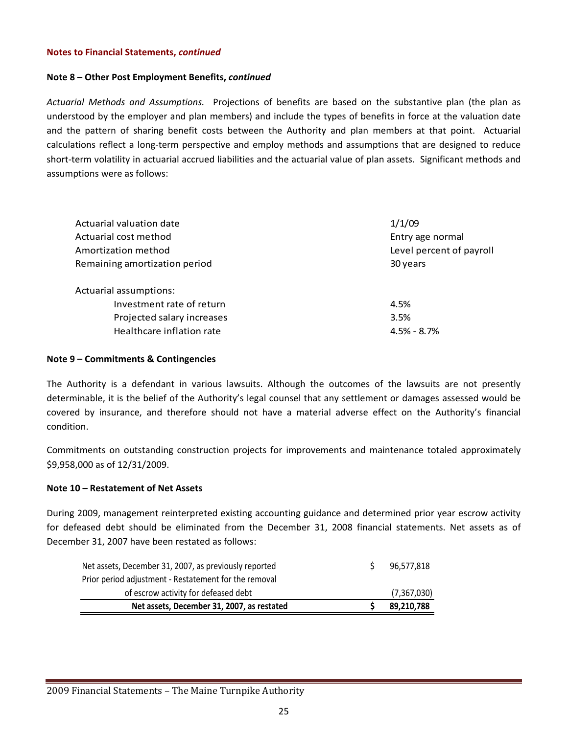**Notes to Financial Statements, *continued***

**Note 8 – Other Post Employment Benefits, *continued***

*Actuarial Methods and Assumptions.* Projections of benefits are based on the substantive plan (the plan as understood by the employer and plan members) and include the types of benefits in force at the valuation date and the pattern of sharing benefit costs between the Authority and plan members at that point. Actuarial calculations reflect a long-term perspective and employ methods and assumptions that are designed to reduce short-term volatility in actuarial accrued liabilities and the actuarial value of plan assets. Significant methods and assumptions were as follows:

| | |
|---|---|
| Actuarial valuation date | 1/1/09 |
| Actuarial cost method | Entry age normal |
| Amortization method | Level percent of payroll |
| Remaining amortization period | 30 years |
| | |
| Actuarial assumptions: | |
| Investment rate of return | 4.5% |
| Projected salary increases | 3.5% |
| Healthcare inflation rate | 4.5% - 8.7% |

**Note 9 – Commitments & Contingencies**

The Authority is a defendant in various lawsuits. Although the outcomes of the lawsuits are not presently determinable, it is the belief of the Authority's legal counsel that any settlement or damages assessed would be covered by insurance, and therefore should not have a material adverse effect on the Authority's financial condition.

Commitments on outstanding construction projects for improvements and maintenance totaled approximately $9,958,000 as of 12/31/2009.

**Note 10 – Restatement of Net Assets**

During 2009, management reinterpreted existing accounting guidance and determined prior year escrow activity for defeased debt should be eliminated from the December 31, 2008 financial statements. Net assets as of December 31, 2007 have been restated as follows:

| | | |
|---|---|---|
| Net assets, December 31, 2007, as previously reported | $ | 96,577,818 |
| Prior period adjustment - Restatement for the removal of escrow activity for defeased debt | | (7,367,030) |
| **Net assets, December 31, 2007, as restated** | **$** | **89,210,788** |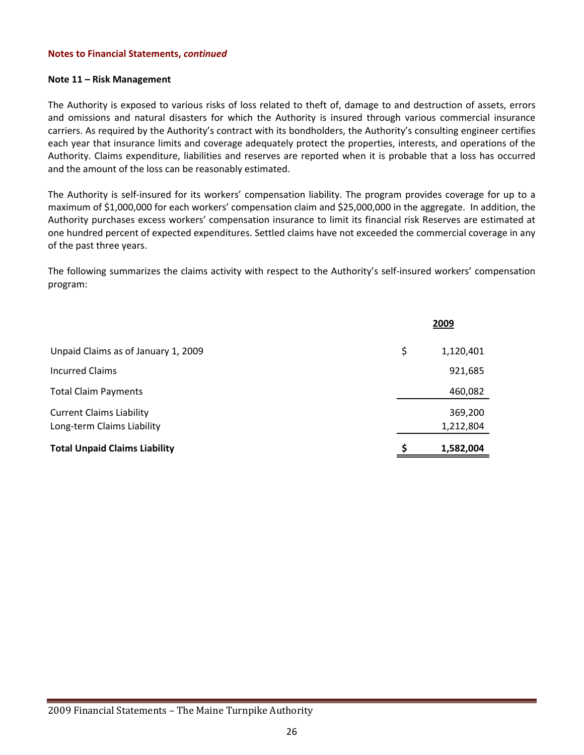**Notes to Financial Statements, *continued***

**Note 11 – Risk Management**

The Authority is exposed to various risks of loss related to theft of, damage to and destruction of assets, errors and omissions and natural disasters for which the Authority is insured through various commercial insurance carriers. As required by the Authority's contract with its bondholders, the Authority's consulting engineer certifies each year that insurance limits and coverage adequately protect the properties, interests, and operations of the Authority. Claims expenditure, liabilities and reserves are reported when it is probable that a loss has occurred and the amount of the loss can be reasonably estimated.

The Authority is self-insured for its workers' compensation liability. The program provides coverage for up to a maximum of $1,000,000 for each workers' compensation claim and $25,000,000 in the aggregate. In addition, the Authority purchases excess workers' compensation insurance to limit its financial risk Reserves are estimated at one hundred percent of expected expenditures. Settled claims have not exceeded the commercial coverage in any of the past three years.

The following summarizes the claims activity with respect to the Authority's self-insured workers' compensation program:

| | | 2009 |
|---|---|---|
| Unpaid Claims as of January 1, 2009 | $ | 1,120,401 |
| Incurred Claims | | 921,685 |
| Total Claim Payments | | 460,082 |
| Current Claims Liability | | 369,200 |
| Long-term Claims Liability | | 1,212,804 |
| **Total Unpaid Claims Liability** | **$** | **1,582,004** |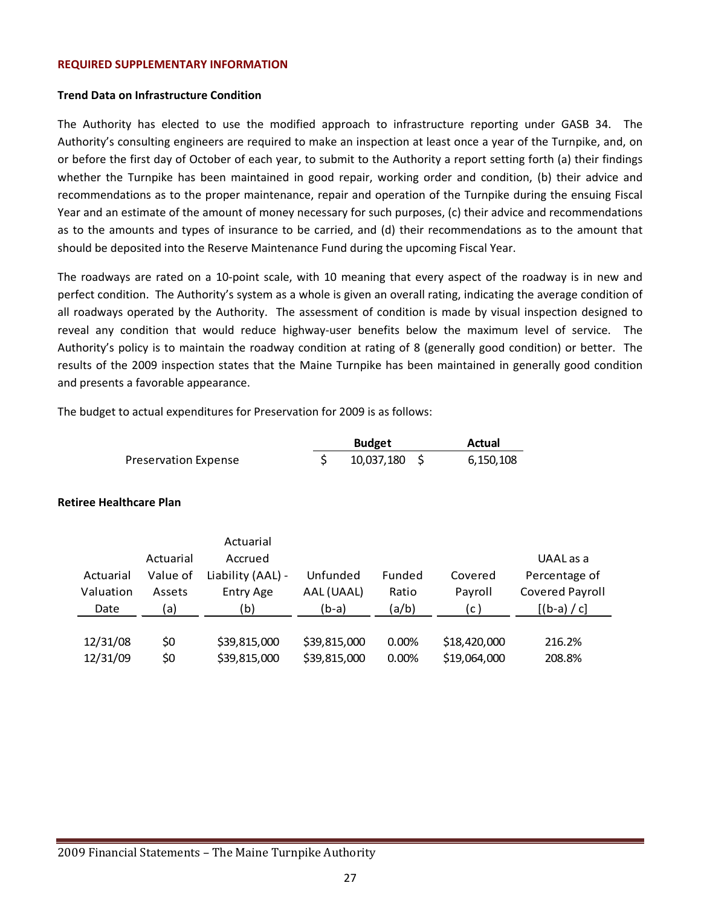## REQUIRED SUPPLEMENTARY INFORMATION

### Trend Data on Infrastructure Condition

The Authority has elected to use the modified approach to infrastructure reporting under GASB 34. The Authority's consulting engineers are required to make an inspection at least once a year of the Turnpike, and, on or before the first day of October of each year, to submit to the Authority a report setting forth (a) their findings whether the Turnpike has been maintained in good repair, working order and condition, (b) their advice and recommendations as to the proper maintenance, repair and operation of the Turnpike during the ensuing Fiscal Year and an estimate of the amount of money necessary for such purposes, (c) their advice and recommendations as to the amounts and types of insurance to be carried, and (d) their recommendations as to the amount that should be deposited into the Reserve Maintenance Fund during the upcoming Fiscal Year.

The roadways are rated on a 10-point scale, with 10 meaning that every aspect of the roadway is in new and perfect condition. The Authority's system as a whole is given an overall rating, indicating the average condition of all roadways operated by the Authority. The assessment of condition is made by visual inspection designed to reveal any condition that would reduce highway-user benefits below the maximum level of service. The Authority's policy is to maintain the roadway condition at rating of 8 (generally good condition) or better. The results of the 2009 inspection states that the Maine Turnpike has been maintained in generally good condition and presents a favorable appearance.

The budget to actual expenditures for Preservation for 2009 is as follows:

| | Budget | Actual |
|---|---|---|
| Preservation Expense | $ 10,037,180 | $ 6,150,108 |

### Retiree Healthcare Plan

| Actuarial Valuation Date | Actuarial Value of Assets (a) | Actuarial Accrued Liability (AAL) - Entry Age (b) | Unfunded AAL (UAAL) (b-a) | Funded Ratio (a/b) | Covered Payroll (c ) | UAAL as a Percentage of Covered Payroll [(b-a) / c] |
|---|---|---|---|---|---|---|
| 12/31/08 | $0 | $39,815,000 | $39,815,000 | 0.00% | $18,420,000 | 216.2% |
| 12/31/09 | $0 | $39,815,000 | $39,815,000 | 0.00% | $19,064,000 | 208.8% |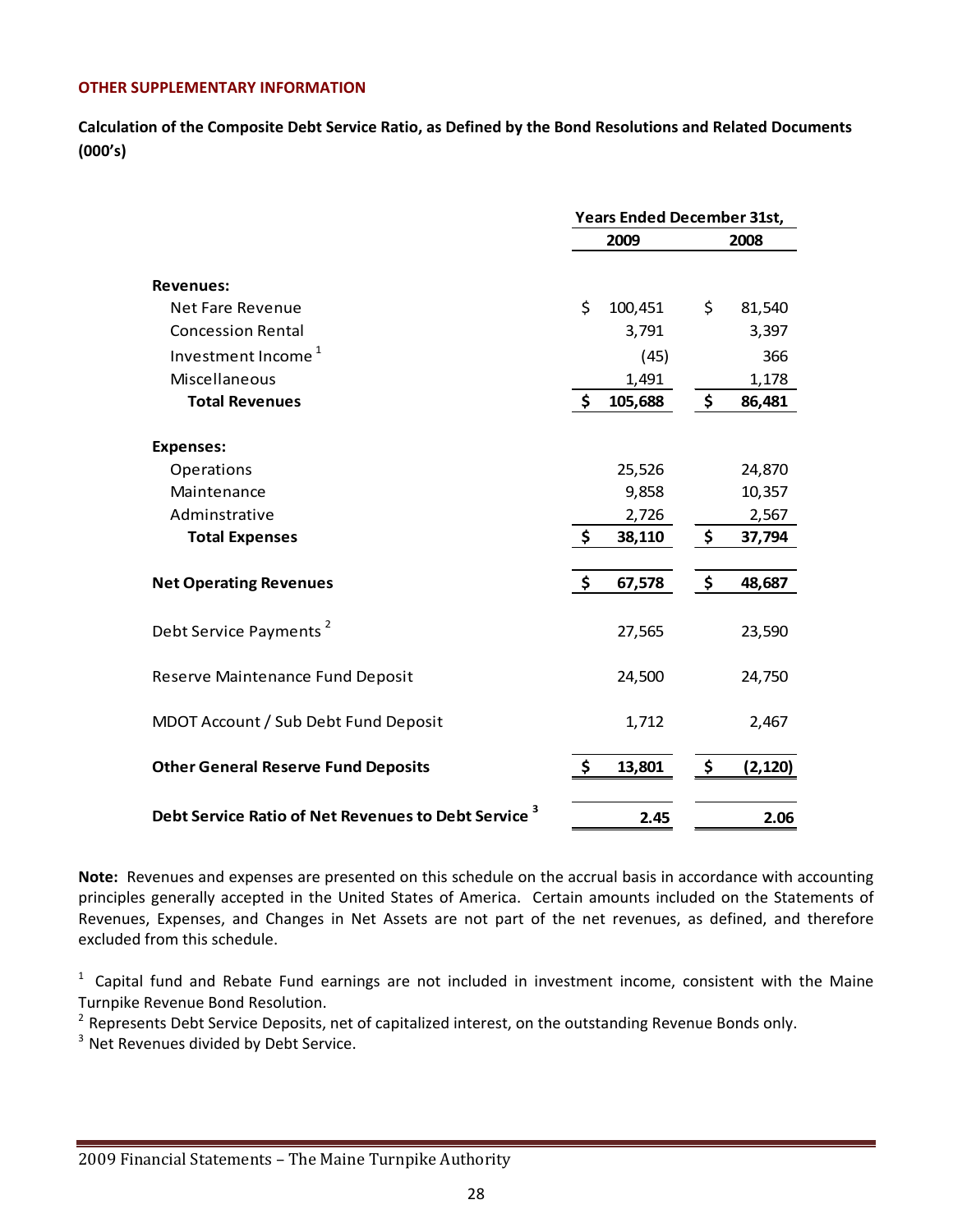**OTHER SUPPLEMENTARY INFORMATION**

**Calculation of the Composite Debt Service Ratio, as Defined by the Bond Resolutions and Related Documents (000's)**

| | Years Ended December 31st, 2009 | Years Ended December 31st, 2008 |
|---|---|---|
| **Revenues:** | | |
| Net Fare Revenue | $ 100,451 | $ 81,540 |
| Concession Rental | 3,791 | 3,397 |
| Investment Income [1] | (45) | 366 |
| Miscellaneous | 1,491 | 1,178 |
| **Total Revenues** | **$ 105,688** | **$ 86,481** |
| **Expenses:** | | |
| Operations | 25,526 | 24,870 |
| Maintenance | 9,858 | 10,357 |
| Adminstrative | 2,726 | 2,567 |
| **Total Expenses** | **$ 38,110** | **$ 37,794** |
| **Net Operating Revenues** | **$ 67,578** | **$ 48,687** |
| Debt Service Payments [2] | 27,565 | 23,590 |
| Reserve Maintenance Fund Deposit | 24,500 | 24,750 |
| MDOT Account / Sub Debt Fund Deposit | 1,712 | 2,467 |
| **Other General Reserve Fund Deposits** | **$ 13,801** | **$ (2,120)** |
| **Debt Service Ratio of Net Revenues to Debt Service [3]** | **2.45** | **2.06** |

**Note:** Revenues and expenses are presented on this schedule on the accrual basis in accordance with accounting principles generally accepted in the United States of America. Certain amounts included on the Statements of Revenues, Expenses, and Changes in Net Assets are not part of the net revenues, as defined, and therefore excluded from this schedule.

[1] Capital fund and Rebate Fund earnings are not included in investment income, consistent with the Maine Turnpike Revenue Bond Resolution.

[2] Represents Debt Service Deposits, net of capitalized interest, on the outstanding Revenue Bonds only.

[3] Net Revenues divided by Debt Service.